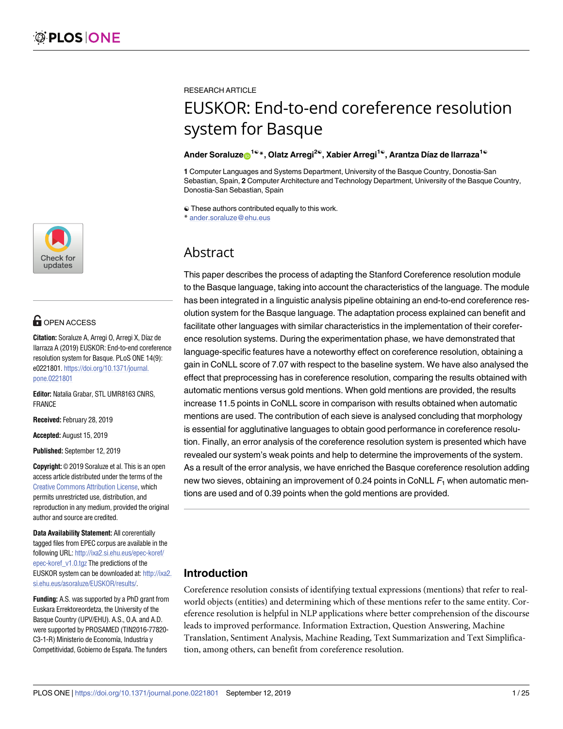RESEARCH ARTICLE

# EUSKOR: End-to-end coreference resolution system for Basque

**Ander Soraluze[1☯*], Olatz Arregi[2☯], Xabier Arregi[1☯], Arantza Díaz de Ilarraza[1☯]**

**1** Computer Languages and Systems Department, University of the Basque Country, Donostia-San Sebastian, Spain, **2** Computer Architecture and Technology Department, University of the Basque Country, Donostia-San Sebastian, Spain

☯ These authors contributed equally to this work.
* ander.soraluze@ehu.eus

OPEN ACCESS

**Citation:** Soraluze A, Arregi O, Arregi X, Díaz de Ilarraza A (2019) EUSKOR: End-to-end coreference resolution system for Basque. PLoS ONE 14(9): e0221801. https://doi.org/10.1371/journal.pone.0221801

**Editor:** Natalia Grabar, STL UMR8163 CNRS, FRANCE

**Received:** February 28, 2019

**Accepted:** August 15, 2019

**Published:** September 12, 2019

**Copyright:** © 2019 Soraluze et al. This is an open access article distributed under the terms of the Creative Commons Attribution License, which permits unrestricted use, distribution, and reproduction in any medium, provided the original author and source are credited.

**Data Availability Statement:** All corerentially tagged files from EPEC corpus are available in the following URL: http://ixa2.si.ehu.eus/epec-koref/epec-koref_v1.0.tgz The predictions of the EUSKOR system can be downloaded at: http://ixa2.si.ehu.eus/asoraluze/EUSKOR/results/.

**Funding:** A.S. was supported by a PhD grant from Euskara Errektoreordetza, the University of the Basque Country (UPV/EHU). A.S., O.A. and A.D. were supported by PROSAMED (TIN2016-77820-C3-1-R) Ministerio de Economía, Industria y Competitividad, Gobierno de España. The funders

## Abstract

This paper describes the process of adapting the Stanford Coreference resolution module to the Basque language, taking into account the characteristics of the language. The module has been integrated in a linguistic analysis pipeline obtaining an end-to-end coreference resolution system for the Basque language. The adaptation process explained can benefit and facilitate other languages with similar characteristics in the implementation of their coreference resolution systems. During the experimentation phase, we have demonstrated that language-specific features have a noteworthy effect on coreference resolution, obtaining a gain in CoNLL score of 7.07 with respect to the baseline system. We have also analysed the effect that preprocessing has in coreference resolution, comparing the results obtained with automatic mentions versus gold mentions. When gold mentions are provided, the results increase 11.5 points in CoNLL score in comparison with results obtained when automatic mentions are used. The contribution of each sieve is analysed concluding that morphology is essential for agglutinative languages to obtain good performance in coreference resolution. Finally, an error analysis of the coreference resolution system is presented which have revealed our system's weak points and help to determine the improvements of the system. As a result of the error analysis, we have enriched the Basque coreference resolution adding new two sieves, obtaining an improvement of 0.24 points in CoNLL $F_1$ when automatic mentions are used and of 0.39 points when the gold mentions are provided.

## Introduction

Coreference resolution consists of identifying textual expressions (mentions) that refer to real-world objects (entities) and determining which of these mentions refer to the same entity. Coreference resolution is helpful in NLP applications where better comprehension of the discourse leads to improved performance. Information Extraction, Question Answering, Machine Translation, Sentiment Analysis, Machine Reading, Text Summarization and Text Simplification, among others, can benefit from coreference resolution.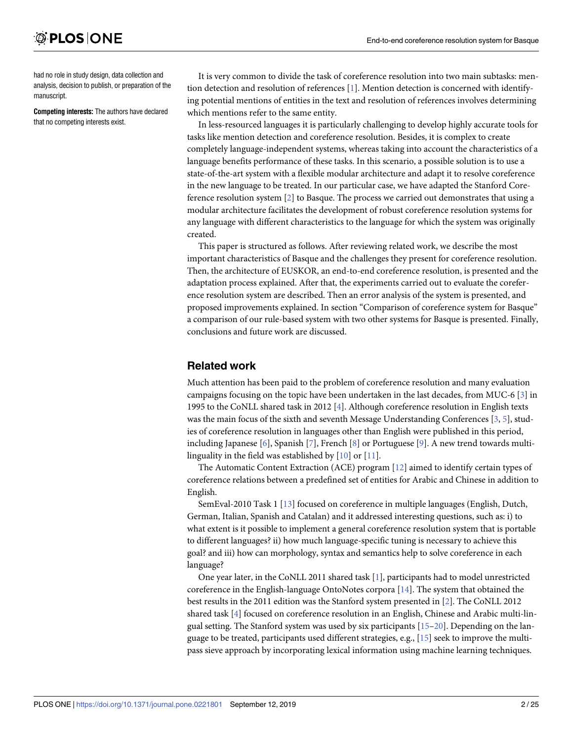had no role in study design, data collection and analysis, decision to publish, or preparation of the manuscript.

**Competing interests:** The authors have declared that no competing interests exist.

It is very common to divide the task of coreference resolution into two main subtasks: mention detection and resolution of references [1]. Mention detection is concerned with identifying potential mentions of entities in the text and resolution of references involves determining which mentions refer to the same entity.

In less-resourced languages it is particularly challenging to develop highly accurate tools for tasks like mention detection and coreference resolution. Besides, it is complex to create completely language-independent systems, whereas taking into account the characteristics of a language benefits performance of these tasks. In this scenario, a possible solution is to use a state-of-the-art system with a flexible modular architecture and adapt it to resolve coreference in the new language to be treated. In our particular case, we have adapted the Stanford Coreference resolution system [2] to Basque. The process we carried out demonstrates that using a modular architecture facilitates the development of robust coreference resolution systems for any language with different characteristics to the language for which the system was originally created.

This paper is structured as follows. After reviewing related work, we describe the most important characteristics of Basque and the challenges they present for coreference resolution. Then, the architecture of EUSKOR, an end-to-end coreference resolution, is presented and the adaptation process explained. After that, the experiments carried out to evaluate the coreference resolution system are described. Then an error analysis of the system is presented, and proposed improvements explained. In section "Comparison of coreference system for Basque" a comparison of our rule-based system with two other systems for Basque is presented. Finally, conclusions and future work are discussed.

## Related work

Much attention has been paid to the problem of coreference resolution and many evaluation campaigns focusing on the topic have been undertaken in the last decades, from MUC-6 [3] in 1995 to the CoNLL shared task in 2012 [4]. Although coreference resolution in English texts was the main focus of the sixth and seventh Message Understanding Conferences [3, 5], studies of coreference resolution in languages other than English were published in this period, including Japanese [6], Spanish [7], French [8] or Portuguese [9]. A new trend towards multilinguality in the field was established by [10] or [11].

The Automatic Content Extraction (ACE) program [12] aimed to identify certain types of coreference relations between a predefined set of entities for Arabic and Chinese in addition to English.

SemEval-2010 Task 1 [13] focused on coreference in multiple languages (English, Dutch, German, Italian, Spanish and Catalan) and it addressed interesting questions, such as: i) to what extent is it possible to implement a general coreference resolution system that is portable to different languages? ii) how much language-specific tuning is necessary to achieve this goal? and iii) how can morphology, syntax and semantics help to solve coreference in each language?

One year later, in the CoNLL 2011 shared task [1], participants had to model unrestricted coreference in the English-language OntoNotes corpora [14]. The system that obtained the best results in the 2011 edition was the Stanford system presented in [2]. The CoNLL 2012 shared task [4] focused on coreference resolution in an English, Chinese and Arabic multi-lingual setting. The Stanford system was used by six participants [15–20]. Depending on the language to be treated, participants used different strategies, e.g., [15] seek to improve the multi-pass sieve approach by incorporating lexical information using machine learning techniques.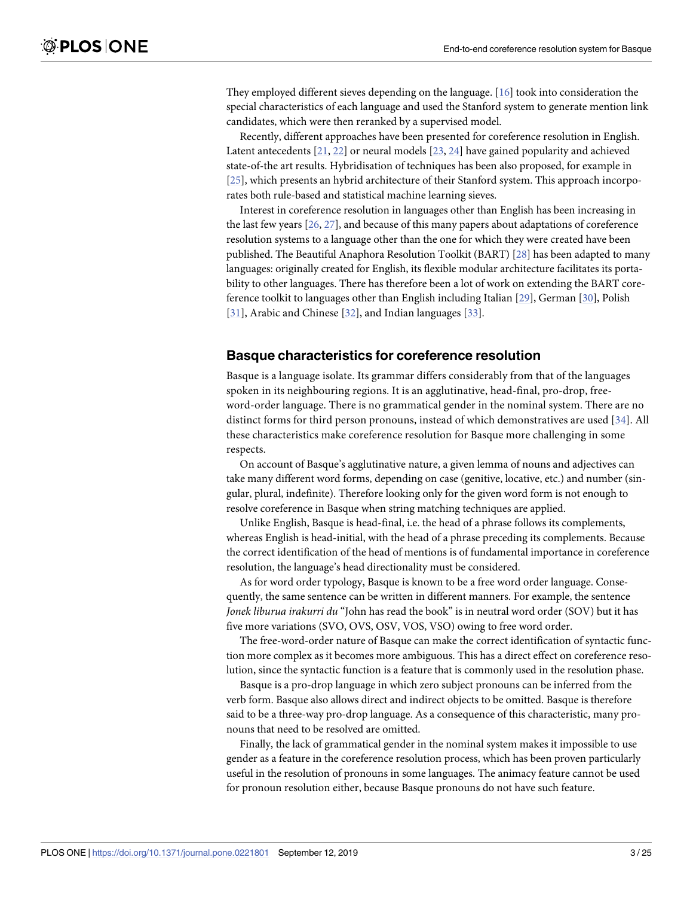They employed different sieves depending on the language. [16] took into consideration the special characteristics of each language and used the Stanford system to generate mention link candidates, which were then reranked by a supervised model.

Recently, different approaches have been presented for coreference resolution in English. Latent antecedents [21, 22] or neural models [23, 24] have gained popularity and achieved state-of-the art results. Hybridisation of techniques has been also proposed, for example in [25], which presents an hybrid architecture of their Stanford system. This approach incorporates both rule-based and statistical machine learning sieves.

Interest in coreference resolution in languages other than English has been increasing in the last few years [26, 27], and because of this many papers about adaptations of coreference resolution systems to a language other than the one for which they were created have been published. The Beautiful Anaphora Resolution Toolkit (BART) [28] has been adapted to many languages: originally created for English, its flexible modular architecture facilitates its portability to other languages. There has therefore been a lot of work on extending the BART coreference toolkit to languages other than English including Italian [29], German [30], Polish [31], Arabic and Chinese [32], and Indian languages [33].

## Basque characteristics for coreference resolution

Basque is a language isolate. Its grammar differs considerably from that of the languages spoken in its neighbouring regions. It is an agglutinative, head-final, pro-drop, free-word-order language. There is no grammatical gender in the nominal system. There are no distinct forms for third person pronouns, instead of which demonstratives are used [34]. All these characteristics make coreference resolution for Basque more challenging in some respects.

On account of Basque's agglutinative nature, a given lemma of nouns and adjectives can take many different word forms, depending on case (genitive, locative, etc.) and number (singular, plural, indefinite). Therefore looking only for the given word form is not enough to resolve coreference in Basque when string matching techniques are applied.

Unlike English, Basque is head-final, i.e. the head of a phrase follows its complements, whereas English is head-initial, with the head of a phrase preceding its complements. Because the correct identification of the head of mentions is of fundamental importance in coreference resolution, the language's head directionality must be considered.

As for word order typology, Basque is known to be a free word order language. Consequently, the same sentence can be written in different manners. For example, the sentence *Jonek liburua irakurri du* "John has read the book" is in neutral word order (SOV) but it has five more variations (SVO, OVS, OSV, VOS, VSO) owing to free word order.

The free-word-order nature of Basque can make the correct identification of syntactic function more complex as it becomes more ambiguous. This has a direct effect on coreference resolution, since the syntactic function is a feature that is commonly used in the resolution phase.

Basque is a pro-drop language in which zero subject pronouns can be inferred from the verb form. Basque also allows direct and indirect objects to be omitted. Basque is therefore said to be a three-way pro-drop language. As a consequence of this characteristic, many pronouns that need to be resolved are omitted.

Finally, the lack of grammatical gender in the nominal system makes it impossible to use gender as a feature in the coreference resolution process, which has been proven particularly useful in the resolution of pronouns in some languages. The animacy feature cannot be used for pronoun resolution either, because Basque pronouns do not have such feature.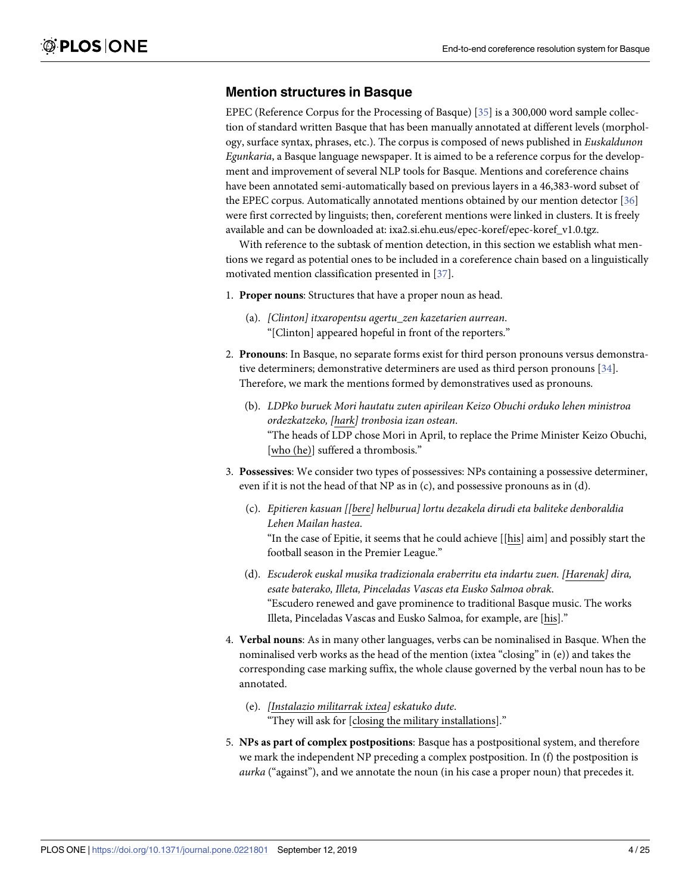## Mention structures in Basque

EPEC (Reference Corpus for the Processing of Basque) [35] is a 300,000 word sample collection of standard written Basque that has been manually annotated at different levels (morphology, surface syntax, phrases, etc.). The corpus is composed of news published in *Euskaldunon Egunkaria*, a Basque language newspaper. It is aimed to be a reference corpus for the development and improvement of several NLP tools for Basque. Mentions and coreference chains have been annotated semi-automatically based on previous layers in a 46,383-word subset of the EPEC corpus. Automatically annotated mentions obtained by our mention detector [36] were first corrected by linguists; then, coreferent mentions were linked in clusters. It is freely available and can be downloaded at: ixa2.si.ehu.eus/epec-koref/epec-koref_v1.0.tgz.

With reference to the subtask of mention detection, in this section we establish what mentions we regard as potential ones to be included in a coreference chain based on a linguistically motivated mention classification presented in [37].

1. **Proper nouns**: Structures that have a proper noun as head.

   (a). *[Clinton] itxaropentsu agertu_zen kazetarien aurrean.*
   "[Clinton] appeared hopeful in front of the reporters."

2. **Pronouns**: In Basque, no separate forms exist for third person pronouns versus demonstrative determiners; demonstrative determiners are used as third person pronouns [34]. Therefore, we mark the mentions formed by demonstratives used as pronouns.

   (b). *LDPko buruek Mori hautatu zuten apirilean Keizo Obuchi orduko lehen ministroa ordezkatzeko, [hark] tronbosia izan ostean.*
   "The heads of LDP chose Mori in April, to replace the Prime Minister Keizo Obuchi, [who (he)] suffered a thrombosis."

3. **Possessives**: We consider two types of possessives: NPs containing a possessive determiner, even if it is not the head of that NP as in (c), and possessive pronouns as in (d).

   (c). *Epitieren kasuan [[bere] helburua] lortu dezakela dirudi eta baliteke denboraldia Lehen Mailan hastea.*
   "In the case of Epitie, it seems that he could achieve [[his] aim] and possibly start the football season in the Premier League."

   (d). *Escuderok euskal musika tradizionala eraberritu eta indartu zuen. [Harenak] dira, esate baterako, Illeta, Pinceladas Vascas eta Eusko Salmoa obrak.*
   "Escudero renewed and gave prominence to traditional Basque music. The works Illeta, Pinceladas Vascas and Eusko Salmoa, for example, are [his]."

4. **Verbal nouns**: As in many other languages, verbs can be nominalised in Basque. When the nominalised verb works as the head of the mention (ixtea "closing" in (e)) and takes the corresponding case marking suffix, the whole clause governed by the verbal noun has to be annotated.

   (e). *[Instalazio militarrak ixtea] eskatuko dute.*
   "They will ask for [closing the military installations]."

5. **NPs as part of complex postpositions**: Basque has a postpositional system, and therefore we mark the independent NP preceding a complex postposition. In (f) the postposition is *aurka* ("against"), and we annotate the noun (in his case a proper noun) that precedes it.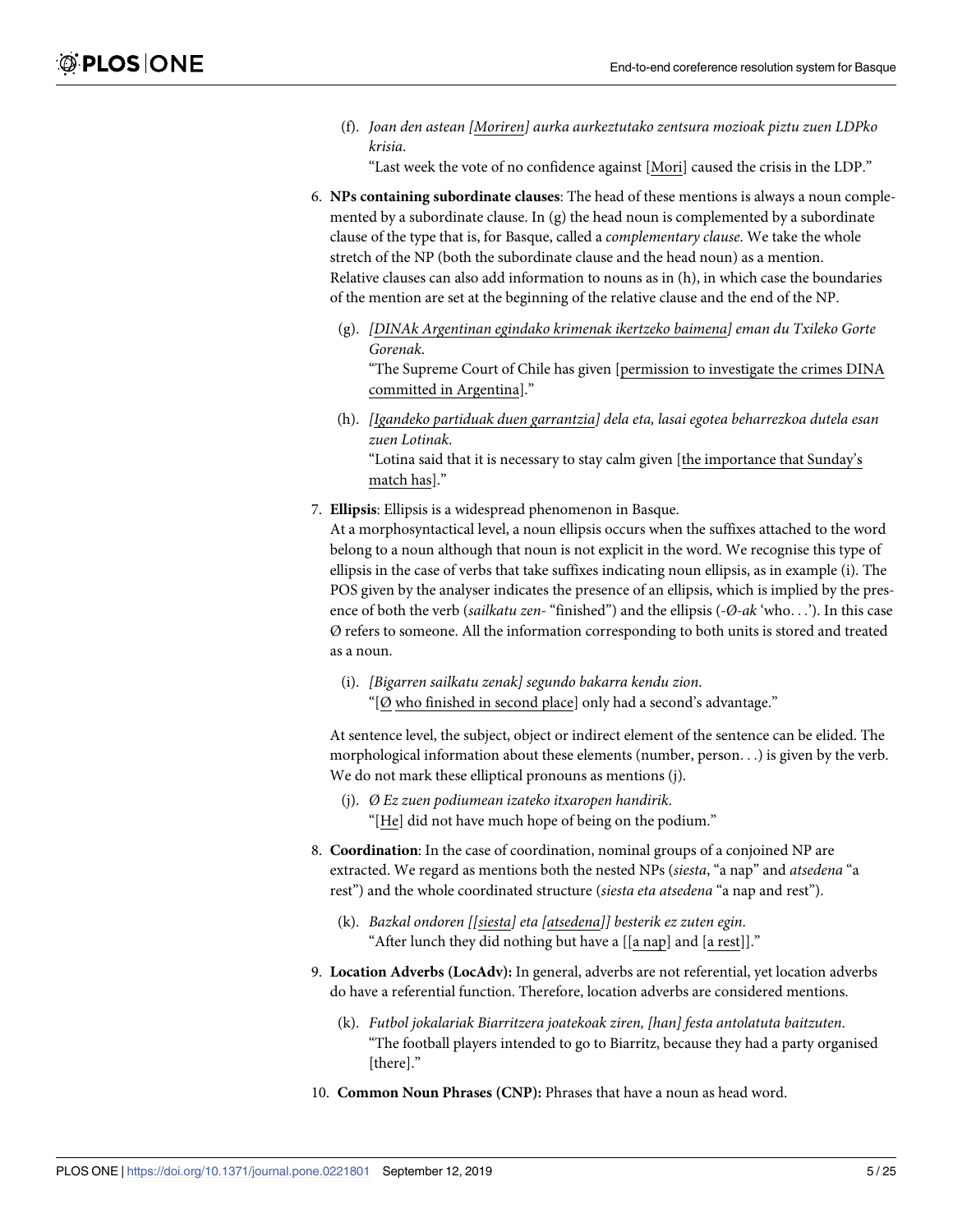(f). *Joan den astean [Moriren] aurka aurkeztutako zentsura mozioak piztu zuen LDPko krisia.*
"Last week the vote of no confidence against [Mori] caused the crisis in the LDP."

6. **NPs containing subordinate clauses**: The head of these mentions is always a noun complemented by a subordinate clause. In (g) the head noun is complemented by a subordinate clause of the type that is, for Basque, called a *complementary clause*. We take the whole stretch of the NP (both the subordinate clause and the head noun) as a mention. Relative clauses can also add information to nouns as in (h), in which case the boundaries of the mention are set at the beginning of the relative clause and the end of the NP.

   (g). *[DINAk Argentinan egindako krimenak ikertzeko baimena] eman du Txileko Gorte Gorenak.*
   "The Supreme Court of Chile has given [permission to investigate the crimes DINA committed in Argentina]."

   (h). *[Igandeko partiduak duen garrantzia] dela eta, lasai egotea beharrezkoa dutela esan zuen Lotinak.*
   "Lotina said that it is necessary to stay calm given [the importance that Sunday's match has]."

7. **Ellipsis**: Ellipsis is a widespread phenomenon in Basque.
At a morphosyntactical level, a noun ellipsis occurs when the suffixes attached to the word belong to a noun although that noun is not explicit in the word. We recognise this type of ellipsis in the case of verbs that take suffixes indicating noun ellipsis, as in example (i). The POS given by the analyser indicates the presence of an ellipsis, which is implied by the presence of both the verb (*sailkatu zen-* "finished") and the ellipsis (*-Ø-ak* 'who. . .'). In this case Ø refers to someone. All the information corresponding to both units is stored and treated as a noun.

   (i). *[Bigarren sailkatu zenak] segundo bakarra kendu zion.*
   "[Ø who finished in second place] only had a second's advantage."

   At sentence level, the subject, object or indirect element of the sentence can be elided. The morphological information about these elements (number, person. . .) is given by the verb. We do not mark these elliptical pronouns as mentions (j).

   (j). *Ø Ez zuen podiumean izateko itxaropen handirik.*
   "[He] did not have much hope of being on the podium."

8. **Coordination**: In the case of coordination, nominal groups of a conjoined NP are extracted. We regard as mentions both the nested NPs (*siesta*, "a nap" and *atsedena* "a rest") and the whole coordinated structure (*siesta eta atsedena* "a nap and rest").

   (k). *Bazkal ondoren [[siesta] eta [atsedena]] besterik ez zuten egin.*
   "After lunch they did nothing but have a [[a nap] and [a rest]]."

9. **Location Adverbs (LocAdv):** In general, adverbs are not referential, yet location adverbs do have a referential function. Therefore, location adverbs are considered mentions.

   (k). *Futbol jokalariak Biarritzera joatekoak ziren, [han] festa antolatuta baitzuten.*
   "The football players intended to go to Biarritz, because they had a party organised [there]."

10. **Common Noun Phrases (CNP):** Phrases that have a noun as head word.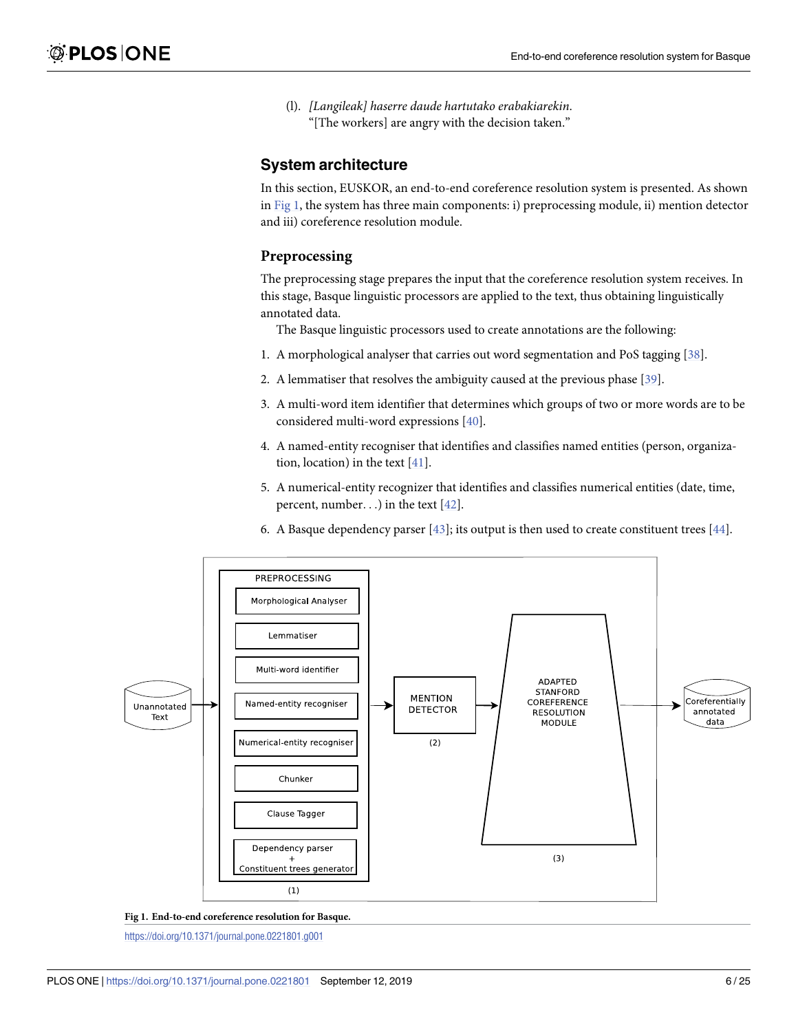(l). *[Langileak] haserre daude hartutako erabakiarekin.*
"[The workers] are angry with the decision taken."

## System architecture

In this section, EUSKOR, an end-to-end coreference resolution system is presented. As shown in Fig 1, the system has three main components: i) preprocessing module, ii) mention detector and iii) coreference resolution module.

### Preprocessing

The preprocessing stage prepares the input that the coreference resolution system receives. In this stage, Basque linguistic processors are applied to the text, thus obtaining linguistically annotated data.

The Basque linguistic processors used to create annotations are the following:

1. A morphological analyser that carries out word segmentation and PoS tagging [38].
2. A lemmatiser that resolves the ambiguity caused at the previous phase [39].
3. A multi-word item identifier that determines which groups of two or more words are to be considered multi-word expressions [40].
4. A named-entity recogniser that identifies and classifies named entities (person, organization, location) in the text [41].
5. A numerical-entity recognizer that identifies and classifies numerical entities (date, time, percent, number. . .) in the text [42].
6. A Basque dependency parser [43]; its output is then used to create constituent trees [44].

**Fig 1. End-to-end coreference resolution for Basque.**

https://doi.org/10.1371/journal.pone.0221801.g001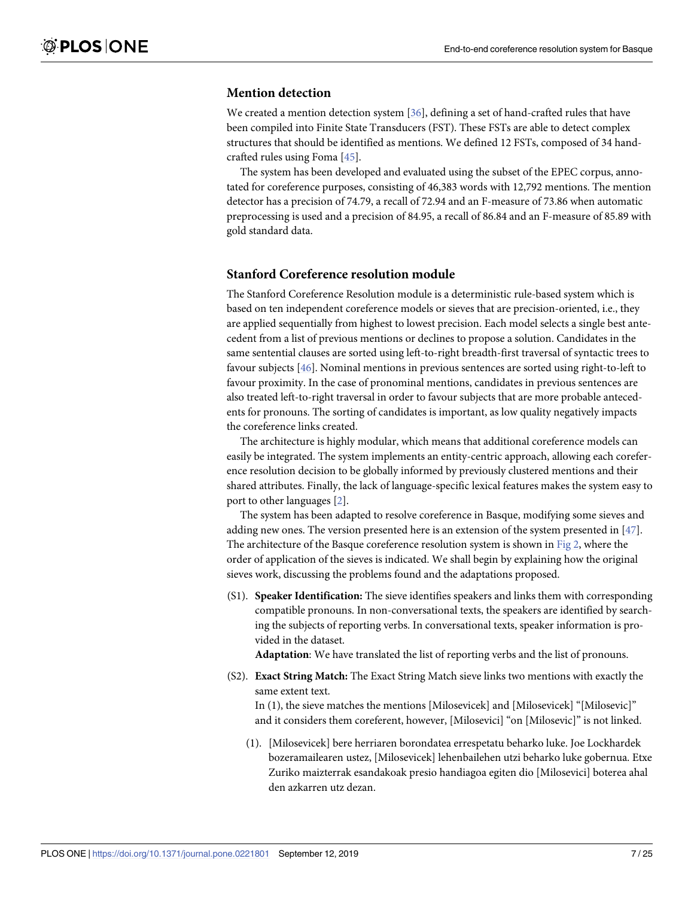## Mention detection

We created a mention detection system [36], defining a set of hand-crafted rules that have been compiled into Finite State Transducers (FST). These FSTs are able to detect complex structures that should be identified as mentions. We defined 12 FSTs, composed of 34 hand-crafted rules using Foma [45].

The system has been developed and evaluated using the subset of the EPEC corpus, annotated for coreference purposes, consisting of 46,383 words with 12,792 mentions. The mention detector has a precision of 74.79, a recall of 72.94 and an F-measure of 73.86 when automatic preprocessing is used and a precision of 84.95, a recall of 86.84 and an F-measure of 85.89 with gold standard data.

## Stanford Coreference resolution module

The Stanford Coreference Resolution module is a deterministic rule-based system which is based on ten independent coreference models or sieves that are precision-oriented, i.e., they are applied sequentially from highest to lowest precision. Each model selects a single best antecedent from a list of previous mentions or declines to propose a solution. Candidates in the same sentential clauses are sorted using left-to-right breadth-first traversal of syntactic trees to favour subjects [46]. Nominal mentions in previous sentences are sorted using right-to-left to favour proximity. In the case of pronominal mentions, candidates in previous sentences are also treated left-to-right traversal in order to favour subjects that are more probable antecedents for pronouns. The sorting of candidates is important, as low quality negatively impacts the coreference links created.

The architecture is highly modular, which means that additional coreference models can easily be integrated. The system implements an entity-centric approach, allowing each coreference resolution decision to be globally informed by previously clustered mentions and their shared attributes. Finally, the lack of language-specific lexical features makes the system easy to port to other languages [2].

The system has been adapted to resolve coreference in Basque, modifying some sieves and adding new ones. The version presented here is an extension of the system presented in [47]. The architecture of the Basque coreference resolution system is shown in Fig 2, where the order of application of the sieves is indicated. We shall begin by explaining how the original sieves work, discussing the problems found and the adaptations proposed.

(S1). **Speaker Identification:** The sieve identifies speakers and links them with corresponding compatible pronouns. In non-conversational texts, the speakers are identified by searching the subjects of reporting verbs. In conversational texts, speaker information is provided in the dataset.

**Adaptation**: We have translated the list of reporting verbs and the list of pronouns.

(S2). **Exact String Match:** The Exact String Match sieve links two mentions with exactly the same extent text.

In (1), the sieve matches the mentions [Milosevicek] and [Milosevicek] "[Milosevic]" and it considers them coreferent, however, [Milosevici] "on [Milosevic]" is not linked.

(1). [Milosevicek] bere herriaren borondatea errespetatu beharko luke. Joe Lockhardek bozeramailearen ustez, [Milosevicek] lehenbailehen utzi beharko luke gobernua. Etxe Zuriko maizterrak esandakoak presio handiagoa egiten dio [Milosevici] boterea ahal den azkarren utz dezan.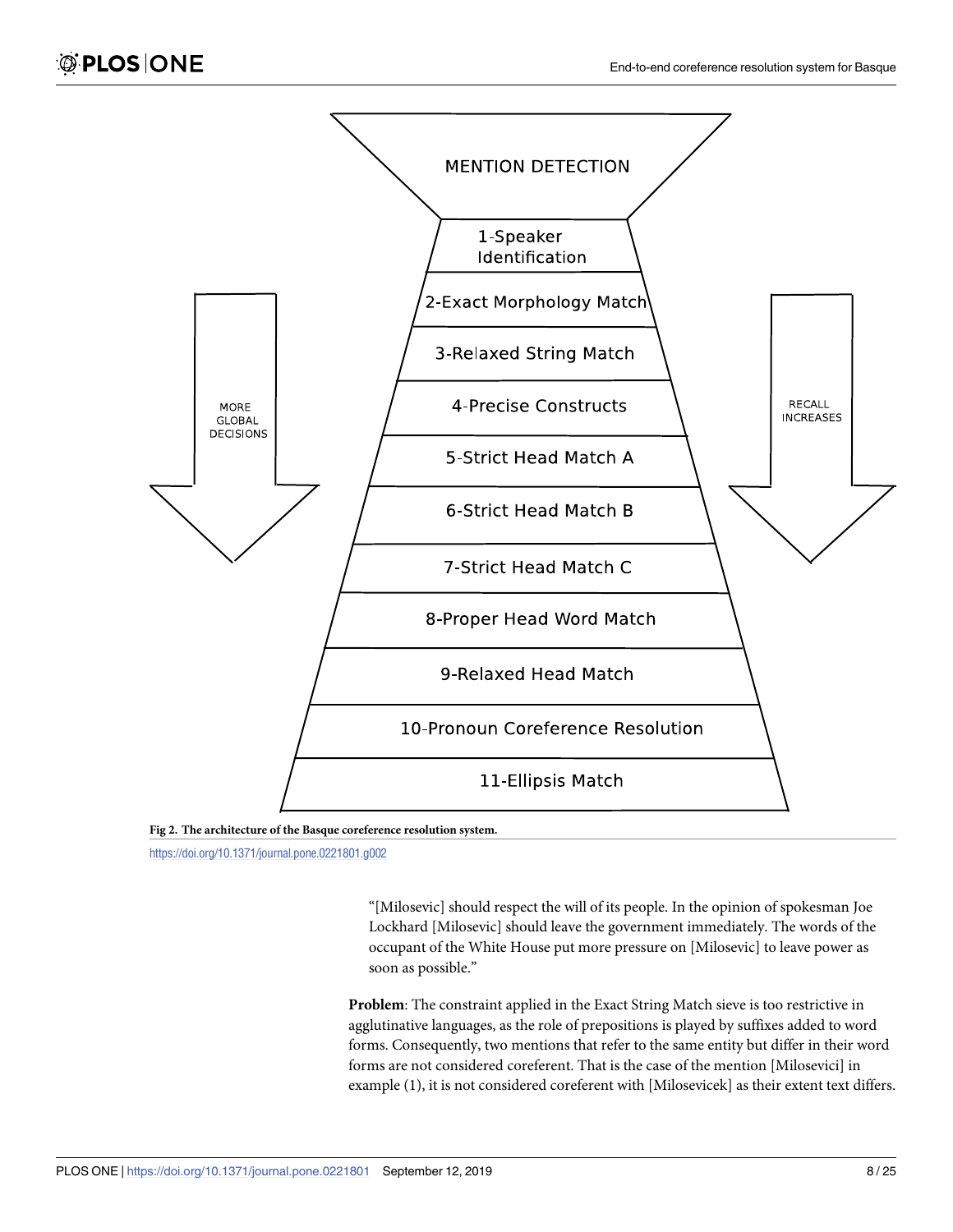MENTION DETECTION

1-Speaker Identification

2-Exact Morphology Match

3-Relaxed String Match

4-Precise Constructs

5-Strict Head Match A

6-Strict Head Match B

7-Strict Head Match C

8-Proper Head Word Match

9-Relaxed Head Match

10-Pronoun Coreference Resolution

11-Ellipsis Match

MORE GLOBAL DECISIONS

RECALL INCREASES

**Fig 2. The architecture of the Basque coreference resolution system.**

https://doi.org/10.1371/journal.pone.0221801.g002

> "[Milosevic] should respect the will of its people. In the opinion of spokesman Joe Lockhard [Milosevic] should leave the government immediately. The words of the occupant of the White House put more pressure on [Milosevic] to leave power as soon as possible."

**Problem**: The constraint applied in the Exact String Match sieve is too restrictive in agglutinative languages, as the role of prepositions is played by suffixes added to word forms. Consequently, two mentions that refer to the same entity but differ in their word forms are not considered coreferent. That is the case of the mention [Milosevici] in example (1), it is not considered coreferent with [Milosevicek] as their extent text differs.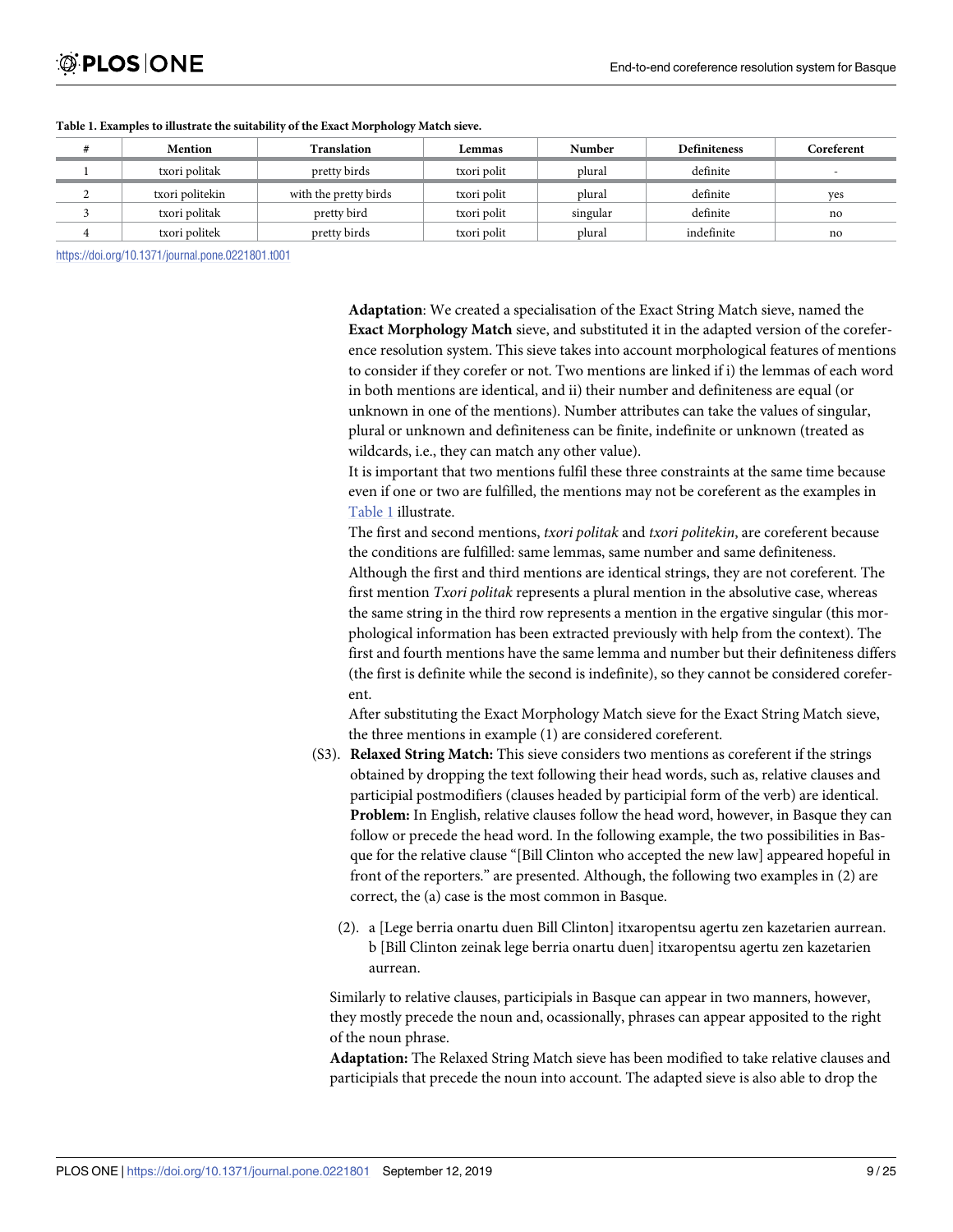**Table 1. Examples to illustrate the suitability of the Exact Morphology Match sieve.**

| # | Mention | Translation | Lemmas | Number | Definiteness | Coreferent |
|---|---|---|---|---|---|---|
| 1 | txori politak | pretty birds | txori polit | plural | definite | - |
| 2 | txori politekin | with the pretty birds | txori polit | plural | definite | yes |
| 3 | txori politak | pretty bird | txori polit | singular | definite | no |
| 4 | txori politek | pretty birds | txori polit | plural | indefinite | no |

https://doi.org/10.1371/journal.pone.0221801.t001

**Adaptation**: We created a specialisation of the Exact String Match sieve, named the **Exact Morphology Match** sieve, and substituted it in the adapted version of the coreference resolution system. This sieve takes into account morphological features of mentions to consider if they corefer or not. Two mentions are linked if i) the lemmas of each word in both mentions are identical, and ii) their number and definiteness are equal (or unknown in one of the mentions). Number attributes can take the values of singular, plural or unknown and definiteness can be finite, indefinite or unknown (treated as wildcards, i.e., they can match any other value).

It is important that two mentions fulfil these three constraints at the same time because even if one or two are fulfilled, the mentions may not be coreferent as the examples in Table 1 illustrate.

The first and second mentions, *txori politak* and *txori politekin*, are coreferent because the conditions are fulfilled: same lemmas, same number and same definiteness.

Although the first and third mentions are identical strings, they are not coreferent. The first mention *Txori politak* represents a plural mention in the absolutive case, whereas the same string in the third row represents a mention in the ergative singular (this morphological information has been extracted previously with help from the context). The first and fourth mentions have the same lemma and number but their definiteness differs (the first is definite while the second is indefinite), so they cannot be considered coreferent.

After substituting the Exact Morphology Match sieve for the Exact String Match sieve, the three mentions in example (1) are considered coreferent.

(S3). **Relaxed String Match:** This sieve considers two mentions as coreferent if the strings obtained by dropping the text following their head words, such as, relative clauses and participial postmodifiers (clauses headed by participial form of the verb) are identical.
**Problem:** In English, relative clauses follow the head word, however, in Basque they can follow or precede the head word. In the following example, the two possibilities in Basque for the relative clause "[Bill Clinton who accepted the new law] appeared hopeful in front of the reporters." are presented. Although, the following two examples in (2) are correct, the (a) case is the most common in Basque.

(2). a [Lege berria onartu duen Bill Clinton] itxaropentsu agertu zen kazetarien aurrean.
b [Bill Clinton zeinak lege berria onartu duen] itxaropentsu agertu zen kazetarien aurrean.

Similarly to relative clauses, participials in Basque can appear in two manners, however, they mostly precede the noun and, ocassionally, phrases can appear apposited to the right of the noun phrase.

**Adaptation:** The Relaxed String Match sieve has been modified to take relative clauses and participials that precede the noun into account. The adapted sieve is also able to drop the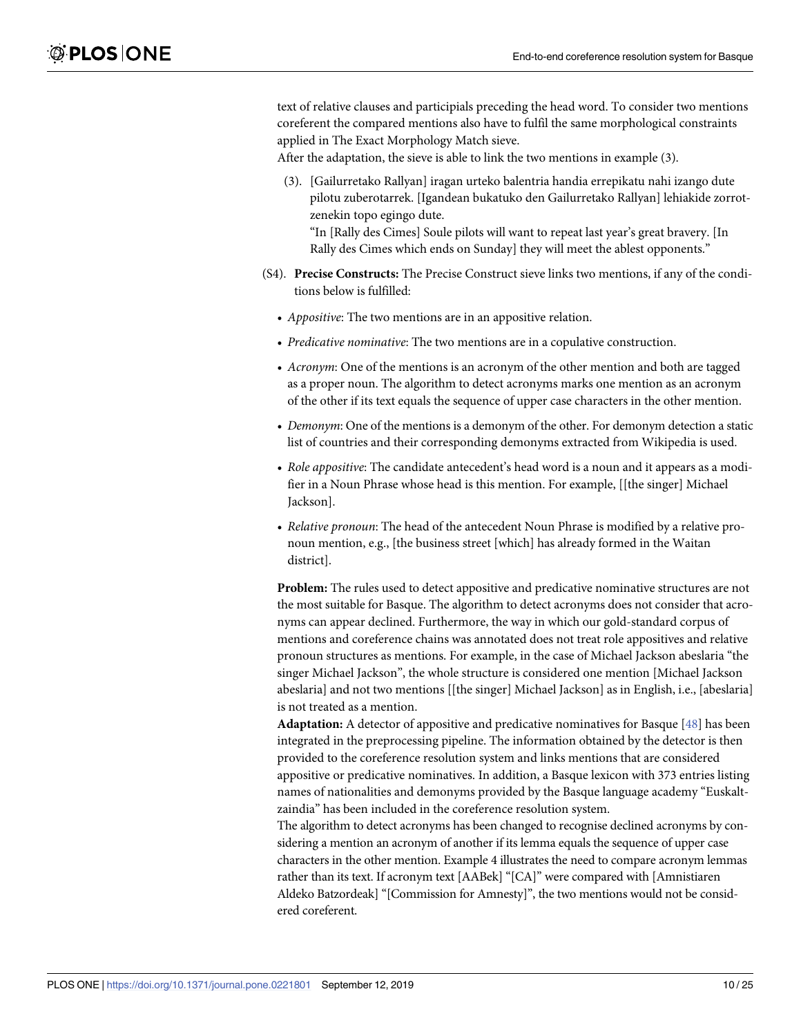text of relative clauses and participials preceding the head word. To consider two mentions coreferent the compared mentions also have to fulfil the same morphological constraints applied in The Exact Morphology Match sieve.

After the adaptation, the sieve is able to link the two mentions in example (3).

(3). [Gailurretako Rallyan] iragan urteko balentria handia errepikatu nahi izango dute pilotu zuberotarrek. [Igandean bukatuko den Gailurretako Rallyan] lehiakide zorrotzenekin topo egingo dute.
"In [Rally des Cimes] Soule pilots will want to repeat last year's great bravery. [In Rally des Cimes which ends on Sunday] they will meet the ablest opponents."

(S4). **Precise Constructs:** The Precise Construct sieve links two mentions, if any of the conditions below is fulfilled:

- *Appositive*: The two mentions are in an appositive relation.
- *Predicative nominative*: The two mentions are in a copulative construction.
- *Acronym*: One of the mentions is an acronym of the other mention and both are tagged as a proper noun. The algorithm to detect acronyms marks one mention as an acronym of the other if its text equals the sequence of upper case characters in the other mention.
- *Demonym*: One of the mentions is a demonym of the other. For demonym detection a static list of countries and their corresponding demonyms extracted from Wikipedia is used.
- *Role appositive*: The candidate antecedent's head word is a noun and it appears as a modifier in a Noun Phrase whose head is this mention. For example, [[the singer] Michael Jackson].
- *Relative pronoun*: The head of the antecedent Noun Phrase is modified by a relative pronoun mention, e.g., [the business street [which] has already formed in the Waitan district].

**Problem:** The rules used to detect appositive and predicative nominative structures are not the most suitable for Basque. The algorithm to detect acronyms does not consider that acronyms can appear declined. Furthermore, the way in which our gold-standard corpus of mentions and coreference chains was annotated does not treat role appositives and relative pronoun structures as mentions. For example, in the case of Michael Jackson abeslaria "the singer Michael Jackson", the whole structure is considered one mention [Michael Jackson abeslaria] and not two mentions [[the singer] Michael Jackson] as in English, i.e., [abeslaria] is not treated as a mention.

**Adaptation:** A detector of appositive and predicative nominatives for Basque [48] has been integrated in the preprocessing pipeline. The information obtained by the detector is then provided to the coreference resolution system and links mentions that are considered appositive or predicative nominatives. In addition, a Basque lexicon with 373 entries listing names of nationalities and demonyms provided by the Basque language academy "Euskaltzaindia" has been included in the coreference resolution system.

The algorithm to detect acronyms has been changed to recognise declined acronyms by considering a mention an acronym of another if its lemma equals the sequence of upper case characters in the other mention. Example 4 illustrates the need to compare acronym lemmas rather than its text. If acronym text [AABek] "[CA]" were compared with [Amnistiaren Aldeko Batzordeak] "[Commission for Amnesty]", the two mentions would not be considered coreferent.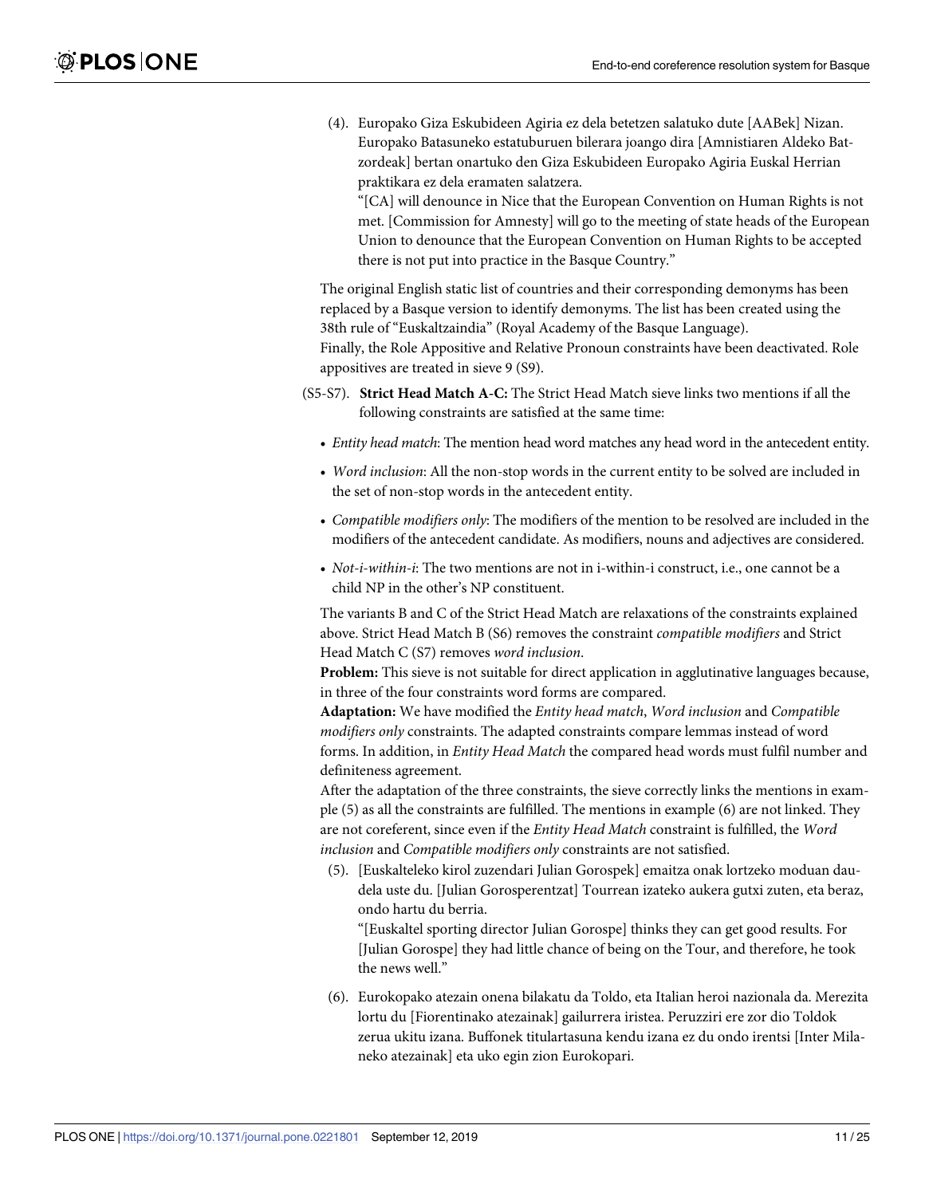(4). Europako Giza Eskubideen Agiria ez dela betetzen salatuko dute [AABek] Nizan. Europako Batasuneko estatuburuen bilerara joango dira [Amnistiaren Aldeko Batzordeak] bertan onartuko den Giza Eskubideen Europako Agiria Euskal Herrian praktikara ez dela eramaten salatzera.

"[CA] will denounce in Nice that the European Convention on Human Rights is not met. [Commission for Amnesty] will go to the meeting of state heads of the European Union to denounce that the European Convention on Human Rights to be accepted there is not put into practice in the Basque Country."

The original English static list of countries and their corresponding demonyms has been replaced by a Basque version to identify demonyms. The list has been created using the 38th rule of "Euskaltzaindia" (Royal Academy of the Basque Language).

Finally, the Role Appositive and Relative Pronoun constraints have been deactivated. Role appositives are treated in sieve 9 (S9).

(S5-S7). **Strict Head Match A-C:** The Strict Head Match sieve links two mentions if all the following constraints are satisfied at the same time:

- *Entity head match*: The mention head word matches any head word in the antecedent entity.
- *Word inclusion*: All the non-stop words in the current entity to be solved are included in the set of non-stop words in the antecedent entity.
- *Compatible modifiers only*: The modifiers of the mention to be resolved are included in the modifiers of the antecedent candidate. As modifiers, nouns and adjectives are considered.
- *Not-i-within-i*: The two mentions are not in i-within-i construct, i.e., one cannot be a child NP in the other's NP constituent.

The variants B and C of the Strict Head Match are relaxations of the constraints explained above. Strict Head Match B (S6) removes the constraint *compatible modifiers* and Strict Head Match C (S7) removes *word inclusion*.

**Problem:** This sieve is not suitable for direct application in agglutinative languages because, in three of the four constraints word forms are compared.

**Adaptation:** We have modified the *Entity head match*, *Word inclusion* and *Compatible modifiers only* constraints. The adapted constraints compare lemmas instead of word forms. In addition, in *Entity Head Match* the compared head words must fulfil number and definiteness agreement.

After the adaptation of the three constraints, the sieve correctly links the mentions in example (5) as all the constraints are fulfilled. The mentions in example (6) are not linked. They are not coreferent, since even if the *Entity Head Match* constraint is fulfilled, the *Word inclusion* and *Compatible modifiers only* constraints are not satisfied.

(5). [Euskalteleko kirol zuzendari Julian Gorospek] emaitza onak lortzeko moduan daudela uste du. [Julian Gorosperentzat] Tourrean izateko aukera gutxi zuten, eta beraz, ondo hartu du berria.

"[Euskaltel sporting director Julian Gorospe] thinks they can get good results. For [Julian Gorospe] they had little chance of being on the Tour, and therefore, he took the news well."

(6). Eurokopako atezain onena bilakatu da Toldo, eta Italian heroi nazionala da. Merezita lortu du [Fiorentinako atezainak] gailurrera iristea. Peruzziri ere zor dio Toldok zerua ukitu izana. Buffonek titulartasuna kendu izana ez du ondo irentsi [Inter Milaneko atezainak] eta uko egin zion Eurokopari.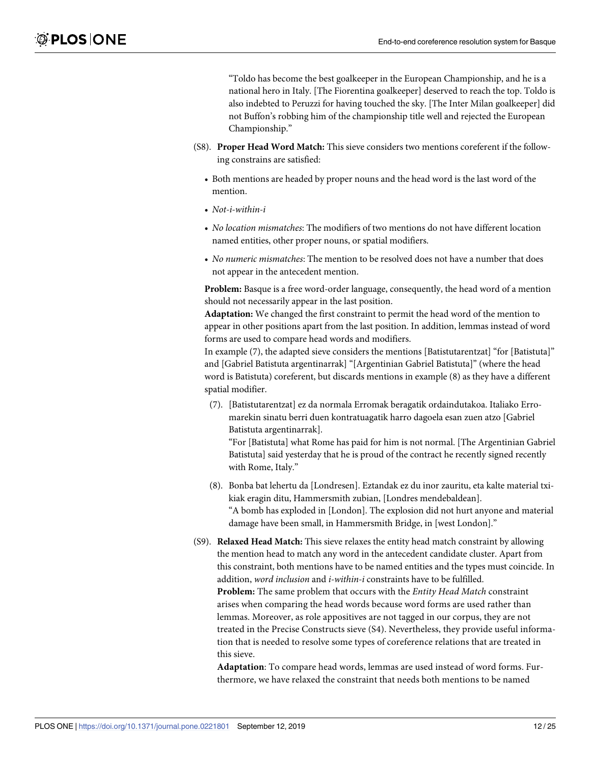"Toldo has become the best goalkeeper in the European Championship, and he is a national hero in Italy. [The Fiorentina goalkeeper] deserved to reach the top. Toldo is also indebted to Peruzzi for having touched the sky. [The Inter Milan goalkeeper] did not Buffon's robbing him of the championship title well and rejected the European Championship."

(S8). **Proper Head Word Match:** This sieve considers two mentions coreferent if the following constrains are satisfied:

- Both mentions are headed by proper nouns and the head word is the last word of the mention.
- *Not-i-within-i*
- *No location mismatches*: The modifiers of two mentions do not have different location named entities, other proper nouns, or spatial modifiers.
- *No numeric mismatches*: The mention to be resolved does not have a number that does not appear in the antecedent mention.

**Problem:** Basque is a free word-order language, consequently, the head word of a mention should not necessarily appear in the last position.
**Adaptation:** We changed the first constraint to permit the head word of the mention to appear in other positions apart from the last position. In addition, lemmas instead of word forms are used to compare head words and modifiers.
In example (7), the adapted sieve considers the mentions [Batistutarentzat] "for [Batistuta]" and [Gabriel Batistuta argentinarrak] "[Argentinian Gabriel Batistuta]" (where the head word is Batistuta) coreferent, but discards mentions in example (8) as they have a different spatial modifier.

(7). [Batistutarentzat] ez da normala Erromak beragatik ordaindutakoa. Italiako Erromarekin sinatu berri duen kontratuagatik harro dagoela esan zuen atzo [Gabriel Batistuta argentinarrak].
"For [Batistuta] what Rome has paid for him is not normal. [The Argentinian Gabriel Batistuta] said yesterday that he is proud of the contract he recently signed recently with Rome, Italy."

(8). Bonba bat lehertu da [Londresen]. Eztandak ez du inor zauritu, eta kalte material txikiak eragin ditu, Hammersmith zubian, [Londres mendebaldean].
"A bomb has exploded in [London]. The explosion did not hurt anyone and material damage have been small, in Hammersmith Bridge, in [west London]."

(S9). **Relaxed Head Match:** This sieve relaxes the entity head match constraint by allowing the mention head to match any word in the antecedent candidate cluster. Apart from this constraint, both mentions have to be named entities and the types must coincide. In addition, *word inclusion* and *i-within-i* constraints have to be fulfilled.
**Problem:** The same problem that occurs with the *Entity Head Match* constraint arises when comparing the head words because word forms are used rather than lemmas. Moreover, as role appositives are not tagged in our corpus, they are not treated in the Precise Constructs sieve (S4). Nevertheless, they provide useful information that is needed to resolve some types of coreference relations that are treated in this sieve.
**Adaptation**: To compare head words, lemmas are used instead of word forms. Furthermore, we have relaxed the constraint that needs both mentions to be named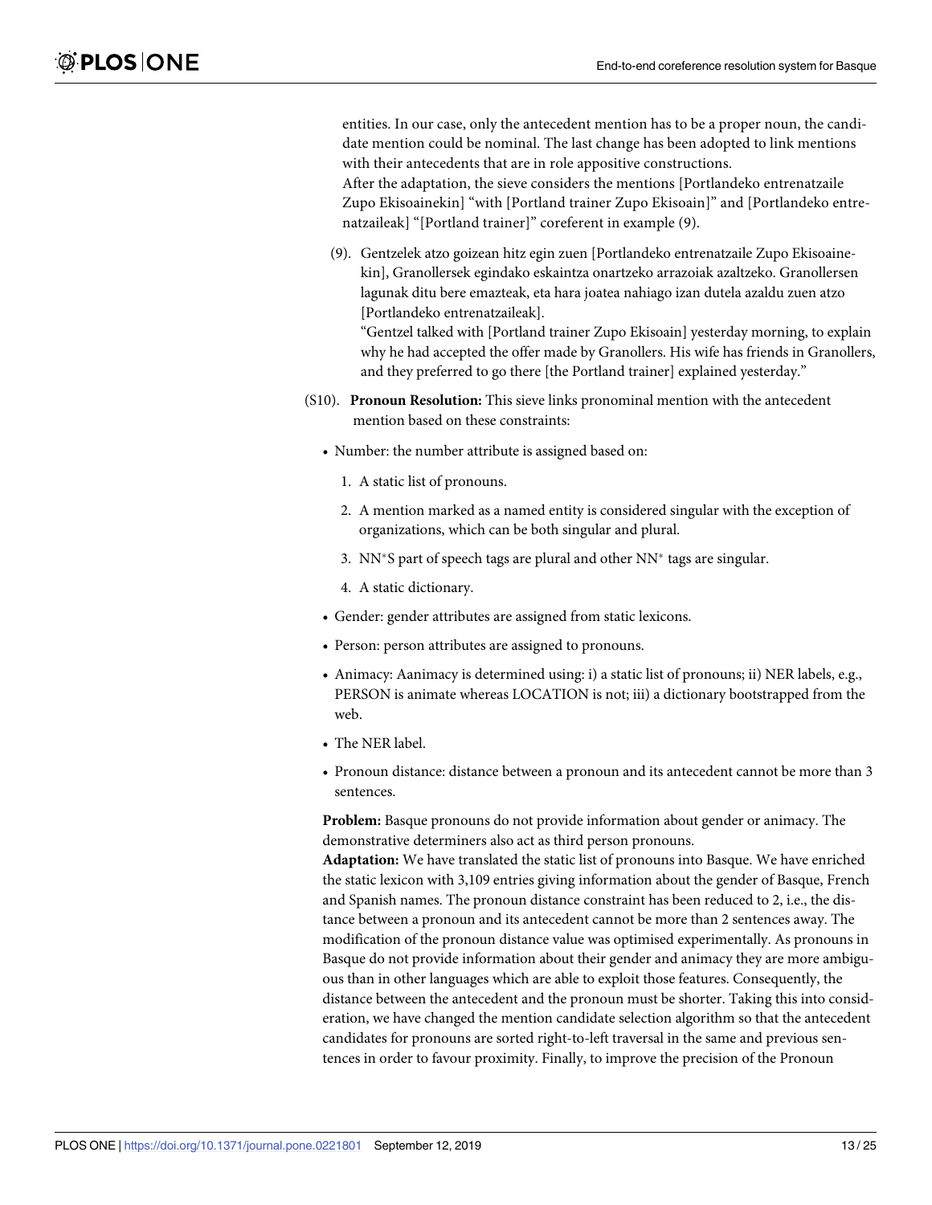entities. In our case, only the antecedent mention has to be a proper noun, the candidate mention could be nominal. The last change has been adopted to link mentions with their antecedents that are in role appositive constructions.
After the adaptation, the sieve considers the mentions [Portlandeko entrenatzaile Zupo Ekisoainekin] "with [Portland trainer Zupo Ekisoain]" and [Portlandeko entrenatzaileak] "[Portland trainer]" coreferent in example (9).

(9). Gentzelek atzo goizean hitz egin zuen [Portlandeko entrenatzaile Zupo Ekisoainekin], Granollersek egindako eskaintza onartzeko arrazoiak azaltzeko. Granollersen lagunak ditu bere emazteak, eta hara joatea nahiago izan dutela azaldu zuen atzo [Portlandeko entrenatzaileak].
"Gentzel talked with [Portland trainer Zupo Ekisoain] yesterday morning, to explain why he had accepted the offer made by Granollers. His wife has friends in Granollers, and they preferred to go there [the Portland trainer] explained yesterday."

(S10). **Pronoun Resolution:** This sieve links pronominal mention with the antecedent mention based on these constraints:

- Number: the number attribute is assigned based on:
  1. A static list of pronouns.
  2. A mention marked as a named entity is considered singular with the exception of organizations, which can be both singular and plural.
  3. NN*S part of speech tags are plural and other NN* tags are singular.
  4. A static dictionary.
- Gender: gender attributes are assigned from static lexicons.
- Person: person attributes are assigned to pronouns.
- Animacy: Aanimacy is determined using: i) a static list of pronouns; ii) NER labels, e.g., PERSON is animate whereas LOCATION is not; iii) a dictionary bootstrapped from the web.
- The NER label.
- Pronoun distance: distance between a pronoun and its antecedent cannot be more than 3 sentences.

**Problem:** Basque pronouns do not provide information about gender or animacy. The demonstrative determiners also act as third person pronouns.
**Adaptation:** We have translated the static list of pronouns into Basque. We have enriched the static lexicon with 3,109 entries giving information about the gender of Basque, French and Spanish names. The pronoun distance constraint has been reduced to 2, i.e., the distance between a pronoun and its antecedent cannot be more than 2 sentences away. The modification of the pronoun distance value was optimised experimentally. As pronouns in Basque do not provide information about their gender and animacy they are more ambiguous than in other languages which are able to exploit those features. Consequently, the distance between the antecedent and the pronoun must be shorter. Taking this into consideration, we have changed the mention candidate selection algorithm so that the antecedent candidates for pronouns are sorted right-to-left traversal in the same and previous sentences in order to favour proximity. Finally, to improve the precision of the Pronoun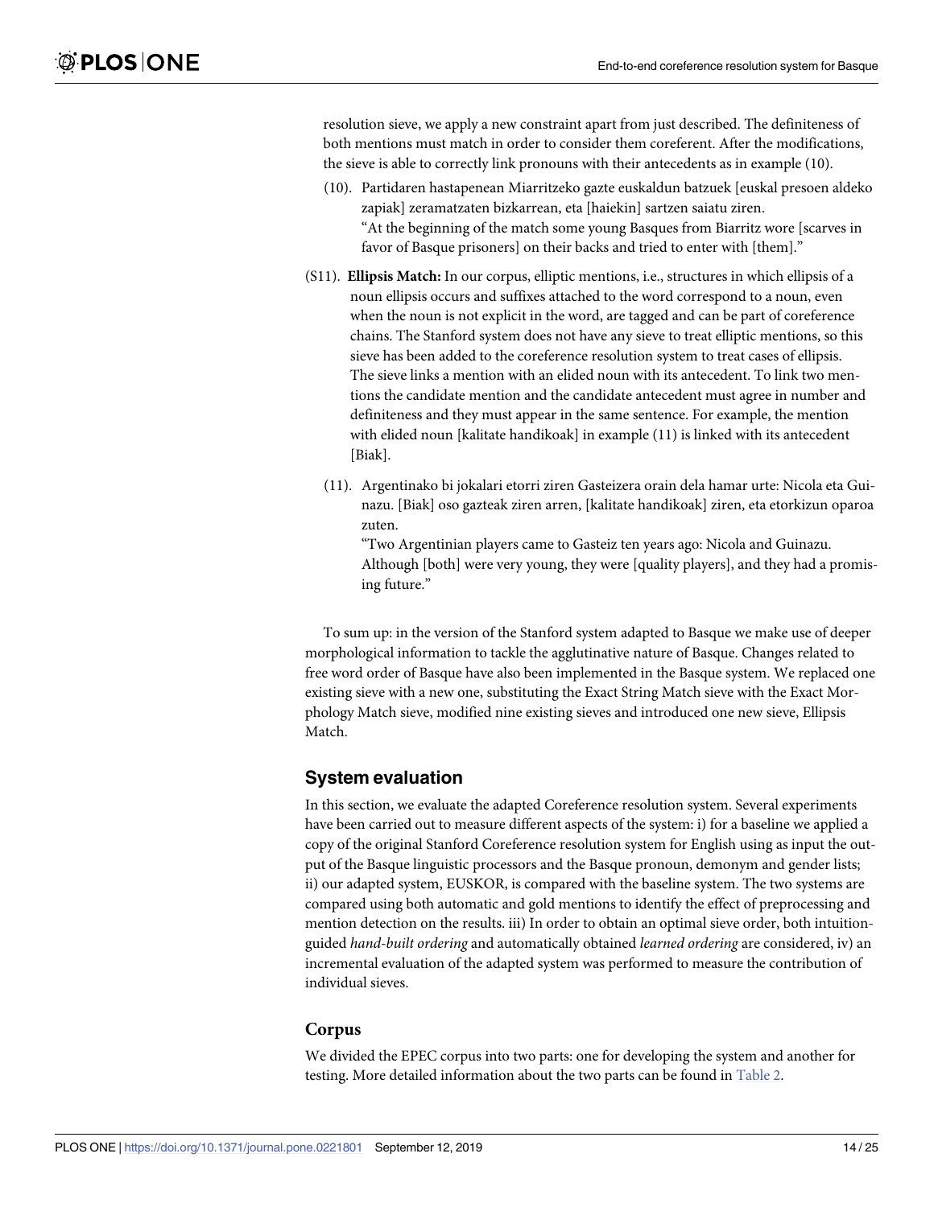resolution sieve, we apply a new constraint apart from just described. The definiteness of both mentions must match in order to consider them coreferent. After the modifications, the sieve is able to correctly link pronouns with their antecedents as in example (10).

(10). Partidaren hastapenean Miarritzeko gazte euskaldun batzuek [euskal presoen aldeko zapiak] zeramatzaten bizkarrean, eta [haiekin] sartzen saiatu ziren.
"At the beginning of the match some young Basques from Biarritz wore [scarves in favor of Basque prisoners] on their backs and tried to enter with [them]."

(S11). **Ellipsis Match:** In our corpus, elliptic mentions, i.e., structures in which ellipsis of a noun ellipsis occurs and suffixes attached to the word correspond to a noun, even when the noun is not explicit in the word, are tagged and can be part of coreference chains. The Stanford system does not have any sieve to treat elliptic mentions, so this sieve has been added to the coreference resolution system to treat cases of ellipsis. The sieve links a mention with an elided noun with its antecedent. To link two mentions the candidate mention and the candidate antecedent must agree in number and definiteness and they must appear in the same sentence. For example, the mention with elided noun [kalitate handikoak] in example (11) is linked with its antecedent [Biak].

(11). Argentinako bi jokalari etorri ziren Gasteizera orain dela hamar urte: Nicola eta Guinazu. [Biak] oso gazteak ziren arren, [kalitate handikoak] ziren, eta etorkizun oparoa zuten.
"Two Argentinian players came to Gasteiz ten years ago: Nicola and Guinazu. Although [both] were very young, they were [quality players], and they had a promising future."

To sum up: in the version of the Stanford system adapted to Basque we make use of deeper morphological information to tackle the agglutinative nature of Basque. Changes related to free word order of Basque have also been implemented in the Basque system. We replaced one existing sieve with a new one, substituting the Exact String Match sieve with the Exact Morphology Match sieve, modified nine existing sieves and introduced one new sieve, Ellipsis Match.

## System evaluation

In this section, we evaluate the adapted Coreference resolution system. Several experiments have been carried out to measure different aspects of the system: i) for a baseline we applied a copy of the original Stanford Coreference resolution system for English using as input the output of the Basque linguistic processors and the Basque pronoun, demonym and gender lists; ii) our adapted system, EUSKOR, is compared with the baseline system. The two systems are compared using both automatic and gold mentions to identify the effect of preprocessing and mention detection on the results. iii) In order to obtain an optimal sieve order, both intuition-guided *hand-built ordering* and automatically obtained *learned ordering* are considered, iv) an incremental evaluation of the adapted system was performed to measure the contribution of individual sieves.

### Corpus

We divided the EPEC corpus into two parts: one for developing the system and another for testing. More detailed information about the two parts can be found in Table 2.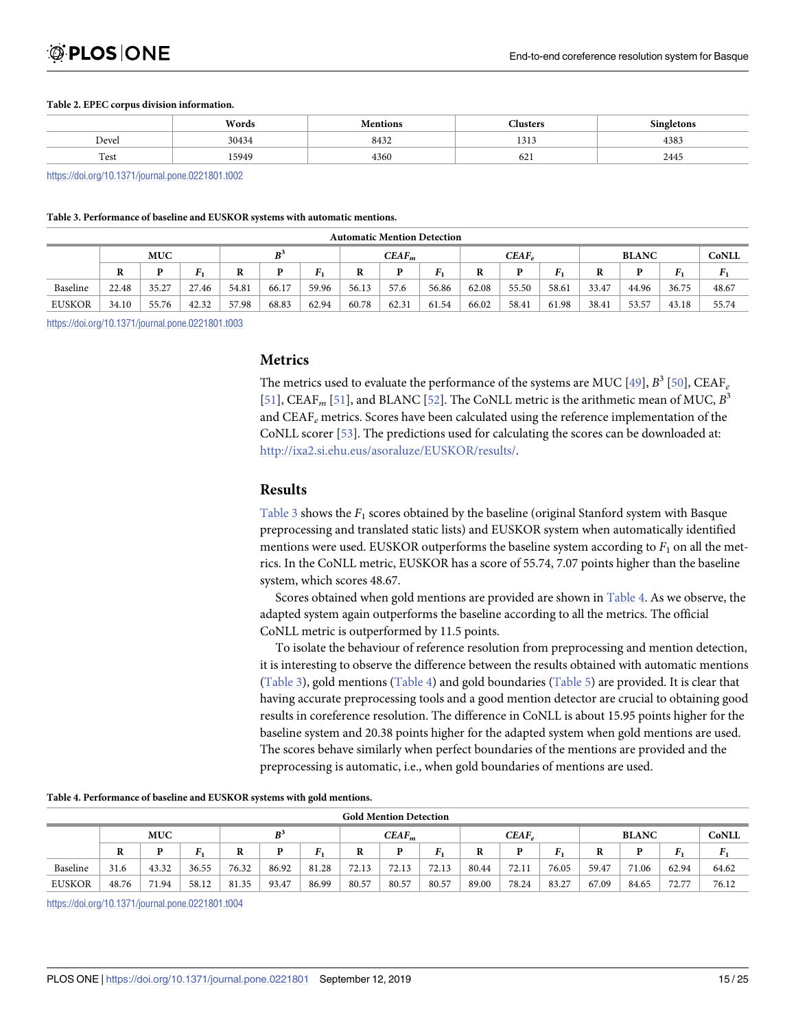**Table 2. EPEC corpus division information.**

| | Words | Mentions | Clusters | Singletons |
|---|---|---|---|---|
| Devel | 30434 | 8432 | 1313 | 4383 |
| Test | 15949 | 4360 | 621 | 2445 |

https://doi.org/10.1371/journal.pone.0221801.t002

**Table 3. Performance of baseline and EUSKOR systems with automatic mentions.**

| Automatic Mention Detection | | | | | | | | | | | | | | | | |
|---|---|---|---|---|---|---|---|---|---|---|---|---|---|---|---|---|
| | MUC | | | $B^3$ | | | $CEAF_m$ | | | $CEAF_e$ | | | BLANC | | | CoNLL |
| | R | P | $F_1$ | R | P | $F_1$ | R | P | $F_1$ | R | P | $F_1$ | R | P | $F_1$ | $F_1$ |
| Baseline | 22.48 | 35.27 | 27.46 | 54.81 | 66.17 | 59.96 | 56.13 | 57.6 | 56.86 | 62.08 | 55.50 | 58.61 | 33.47 | 44.96 | 36.75 | 48.67 |
| EUSKOR | 34.10 | 55.76 | 42.32 | 57.98 | 68.83 | 62.94 | 60.78 | 62.31 | 61.54 | 66.02 | 58.41 | 61.98 | 38.41 | 53.57 | 43.18 | 55.74 |

https://doi.org/10.1371/journal.pone.0221801.t003

## Metrics

The metrics used to evaluate the performance of the systems are MUC [49], $B^3$ [50], CEAF$_e$ [51], CEAF$_m$ [51], and BLANC [52]. The CoNLL metric is the arithmetic mean of MUC, $B^3$ and CEAF$_e$ metrics. Scores have been calculated using the reference implementation of the CoNLL scorer [53]. The predictions used for calculating the scores can be downloaded at: http://ixa2.si.ehu.eus/asoraluze/EUSKOR/results/.

## Results

Table 3 shows the $F_1$ scores obtained by the baseline (original Stanford system with Basque preprocessing and translated static lists) and EUSKOR system when automatically identified mentions were used. EUSKOR outperforms the baseline system according to $F_1$ on all the metrics. In the CoNLL metric, EUSKOR has a score of 55.74, 7.07 points higher than the baseline system, which scores 48.67.

Scores obtained when gold mentions are provided are shown in Table 4. As we observe, the adapted system again outperforms the baseline according to all the metrics. The official CoNLL metric is outperformed by 11.5 points.

To isolate the behaviour of reference resolution from preprocessing and mention detection, it is interesting to observe the difference between the results obtained with automatic mentions (Table 3), gold mentions (Table 4) and gold boundaries (Table 5) are provided. It is clear that having accurate preprocessing tools and a good mention detector are crucial to obtaining good results in coreference resolution. The difference in CoNLL is about 15.95 points higher for the baseline system and 20.38 points higher for the adapted system when gold mentions are used. The scores behave similarly when perfect boundaries of the mentions are provided and the preprocessing is automatic, i.e., when gold boundaries of mentions are used.

**Table 4. Performance of baseline and EUSKOR systems with gold mentions.**

| Gold Mention Detection | | | | | | | | | | | | | | | | |
|---|---|---|---|---|---|---|---|---|---|---|---|---|---|---|---|---|
| | MUC | | | $B^3$ | | | $CEAF_m$ | | | $CEAF_e$ | | | BLANC | | | CoNLL |
| | R | P | $F_1$ | R | P | $F_1$ | R | P | $F_1$ | R | P | $F_1$ | R | P | $F_1$ | $F_1$ |
| Baseline | 31.6 | 43.32 | 36.55 | 76.32 | 86.92 | 81.28 | 72.13 | 72.13 | 72.13 | 80.44 | 72.11 | 76.05 | 59.47 | 71.06 | 62.94 | 64.62 |
| EUSKOR | 48.76 | 71.94 | 58.12 | 81.35 | 93.47 | 86.99 | 80.57 | 80.57 | 80.57 | 89.00 | 78.24 | 83.27 | 67.09 | 84.65 | 72.77 | 76.12 |

https://doi.org/10.1371/journal.pone.0221801.t004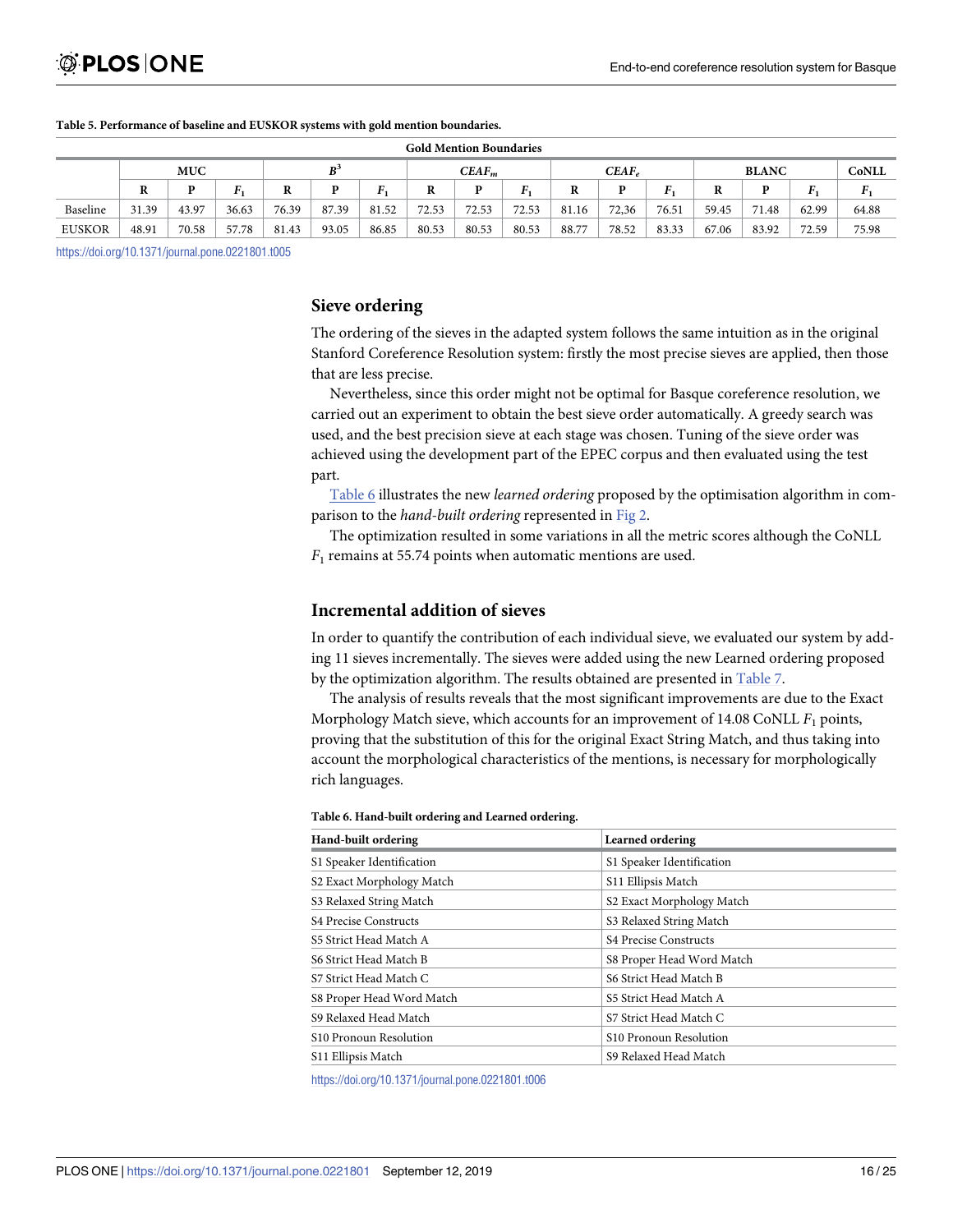**Table 5. Performance of baseline and EUSKOR systems with gold mention boundaries.**

| Gold Mention Boundaries | | | | | | | | | | | | | | | | |
|---|---|---|---|---|---|---|---|---|---|---|---|---|---|---|---|---|
| | MUC | | | $B^3$ | | | $CEAF_m$ | | | $CEAF_e$ | | | BLANC | | | CoNLL |
| | R | P | $F_1$ | R | P | $F_1$ | R | P | $F_1$ | R | P | $F_1$ | R | P | $F_1$ | $F_1$ |
| Baseline | 31.39 | 43.97 | 36.63 | 76.39 | 87.39 | 81.52 | 72.53 | 72.53 | 72.53 | 81.16 | 72,36 | 76.51 | 59.45 | 71.48 | 62.99 | 64.88 |
| EUSKOR | 48.91 | 70.58 | 57.78 | 81.43 | 93.05 | 86.85 | 80.53 | 80.53 | 80.53 | 88.77 | 78.52 | 83.33 | 67.06 | 83.92 | 72.59 | 75.98 |

https://doi.org/10.1371/journal.pone.0221801.t005

## Sieve ordering

The ordering of the sieves in the adapted system follows the same intuition as in the original Stanford Coreference Resolution system: firstly the most precise sieves are applied, then those that are less precise.

Nevertheless, since this order might not be optimal for Basque coreference resolution, we carried out an experiment to obtain the best sieve order automatically. A greedy search was used, and the best precision sieve at each stage was chosen. Tuning of the sieve order was achieved using the development part of the EPEC corpus and then evaluated using the test part.

Table 6 illustrates the new *learned ordering* proposed by the optimisation algorithm in comparison to the *hand-built ordering* represented in Fig 2.

The optimization resulted in some variations in all the metric scores although the CoNLL $F_1$ remains at 55.74 points when automatic mentions are used.

## Incremental addition of sieves

In order to quantify the contribution of each individual sieve, we evaluated our system by adding 11 sieves incrementally. The sieves were added using the new Learned ordering proposed by the optimization algorithm. The results obtained are presented in Table 7.

The analysis of results reveals that the most significant improvements are due to the Exact Morphology Match sieve, which accounts for an improvement of 14.08 CoNLL $F_1$ points, proving that the substitution of this for the original Exact String Match, and thus taking into account the morphological characteristics of the mentions, is necessary for morphologically rich languages.

**Table 6. Hand-built ordering and Learned ordering.**

| Hand-built ordering | Learned ordering |
|---|---|
| S1 Speaker Identification | S1 Speaker Identification |
| S2 Exact Morphology Match | S11 Ellipsis Match |
| S3 Relaxed String Match | S2 Exact Morphology Match |
| S4 Precise Constructs | S3 Relaxed String Match |
| S5 Strict Head Match A | S4 Precise Constructs |
| S6 Strict Head Match B | S8 Proper Head Word Match |
| S7 Strict Head Match C | S6 Strict Head Match B |
| S8 Proper Head Word Match | S5 Strict Head Match A |
| S9 Relaxed Head Match | S7 Strict Head Match C |
| S10 Pronoun Resolution | S10 Pronoun Resolution |
| S11 Ellipsis Match | S9 Relaxed Head Match |

https://doi.org/10.1371/journal.pone.0221801.t006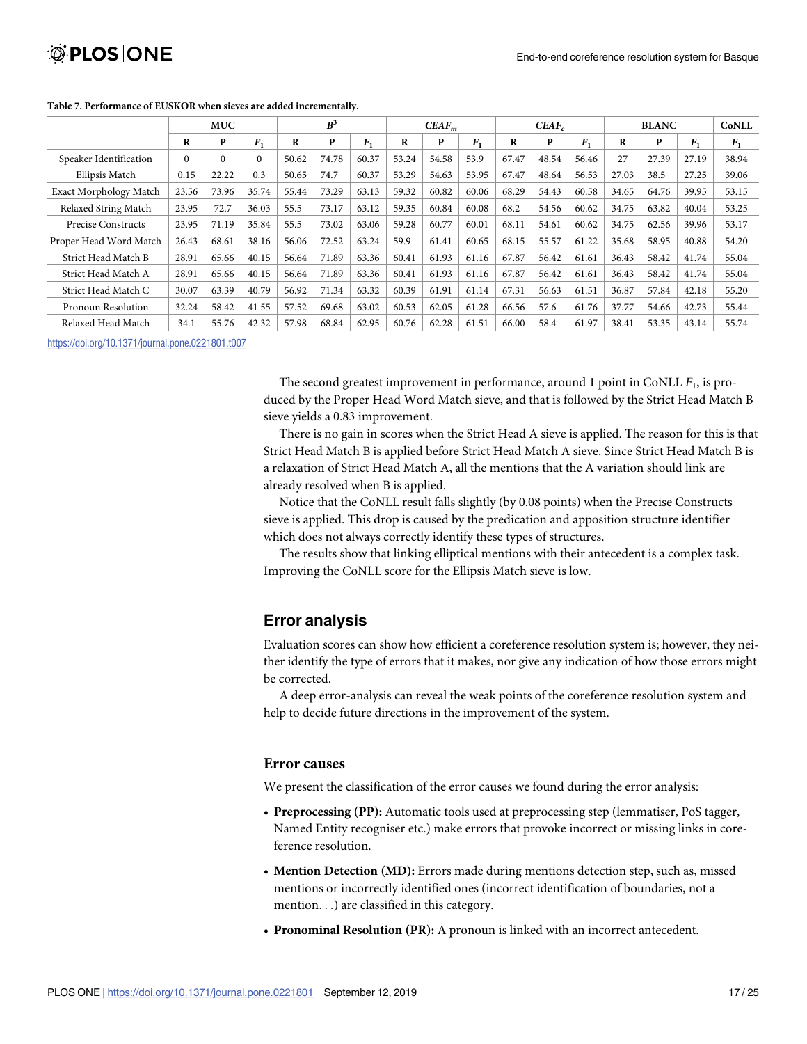**Table 7. Performance of EUSKOR when sieves are added incrementally.**

| | MUC | | | $B^3$ | | | $CEAF_m$ | | | $CEAF_e$ | | | BLANC | | | CoNLL |
|---|---|---|---|---|---|---|---|---|---|---|---|---|---|---|---|---|
| | R | P | $F_1$ | R | P | $F_1$ | R | P | $F_1$ | R | P | $F_1$ | R | P | $F_1$ | $F_1$ |
| Speaker Identification | 0 | 0 | 0 | 50.62 | 74.78 | 60.37 | 53.24 | 54.58 | 53.9 | 67.47 | 48.54 | 56.46 | 27 | 27.39 | 27.19 | 38.94 |
| Ellipsis Match | 0.15 | 22.22 | 0.3 | 50.65 | 74.7 | 60.37 | 53.29 | 54.63 | 53.95 | 67.47 | 48.64 | 56.53 | 27.03 | 38.5 | 27.25 | 39.06 |
| Exact Morphology Match | 23.56 | 73.96 | 35.74 | 55.44 | 73.29 | 63.13 | 59.32 | 60.82 | 60.06 | 68.29 | 54.43 | 60.58 | 34.65 | 64.76 | 39.95 | 53.15 |
| Relaxed String Match | 23.95 | 72.7 | 36.03 | 55.5 | 73.17 | 63.12 | 59.35 | 60.84 | 60.08 | 68.2 | 54.56 | 60.62 | 34.75 | 63.82 | 40.04 | 53.25 |
| Precise Constructs | 23.95 | 71.19 | 35.84 | 55.5 | 73.02 | 63.06 | 59.28 | 60.77 | 60.01 | 68.11 | 54.61 | 60.62 | 34.75 | 62.56 | 39.96 | 53.17 |
| Proper Head Word Match | 26.43 | 68.61 | 38.16 | 56.06 | 72.52 | 63.24 | 59.9 | 61.41 | 60.65 | 68.15 | 55.57 | 61.22 | 35.68 | 58.95 | 40.88 | 54.20 |
| Strict Head Match B | 28.91 | 65.66 | 40.15 | 56.64 | 71.89 | 63.36 | 60.41 | 61.93 | 61.16 | 67.87 | 56.42 | 61.61 | 36.43 | 58.42 | 41.74 | 55.04 |
| Strict Head Match A | 28.91 | 65.66 | 40.15 | 56.64 | 71.89 | 63.36 | 60.41 | 61.93 | 61.16 | 67.87 | 56.42 | 61.61 | 36.43 | 58.42 | 41.74 | 55.04 |
| Strict Head Match C | 30.07 | 63.39 | 40.79 | 56.92 | 71.34 | 63.32 | 60.39 | 61.91 | 61.14 | 67.31 | 56.63 | 61.51 | 36.87 | 57.84 | 42.18 | 55.20 |
| Pronoun Resolution | 32.24 | 58.42 | 41.55 | 57.52 | 69.68 | 63.02 | 60.53 | 62.05 | 61.28 | 66.56 | 57.6 | 61.76 | 37.77 | 54.66 | 42.73 | 55.44 |
| Relaxed Head Match | 34.1 | 55.76 | 42.32 | 57.98 | 68.84 | 62.95 | 60.76 | 62.28 | 61.51 | 66.00 | 58.4 | 61.97 | 38.41 | 53.35 | 43.14 | 55.74 |

https://doi.org/10.1371/journal.pone.0221801.t007

The second greatest improvement in performance, around 1 point in CoNLL $F_1$, is produced by the Proper Head Word Match sieve, and that is followed by the Strict Head Match B sieve yields a 0.83 improvement.

There is no gain in scores when the Strict Head A sieve is applied. The reason for this is that Strict Head Match B is applied before Strict Head Match A sieve. Since Strict Head Match B is a relaxation of Strict Head Match A, all the mentions that the A variation should link are already resolved when B is applied.

Notice that the CoNLL result falls slightly (by 0.08 points) when the Precise Constructs sieve is applied. This drop is caused by the predication and apposition structure identifier which does not always correctly identify these types of structures.

The results show that linking elliptical mentions with their antecedent is a complex task. Improving the CoNLL score for the Ellipsis Match sieve is low.

## Error analysis

Evaluation scores can show how efficient a coreference resolution system is; however, they neither identify the type of errors that it makes, nor give any indication of how those errors might be corrected.

A deep error-analysis can reveal the weak points of the coreference resolution system and help to decide future directions in the improvement of the system.

### Error causes

We present the classification of the error causes we found during the error analysis:

- **Preprocessing (PP):** Automatic tools used at preprocessing step (lemmatiser, PoS tagger, Named Entity recogniser etc.) make errors that provoke incorrect or missing links in coreference resolution.
- **Mention Detection (MD):** Errors made during mentions detection step, such as, missed mentions or incorrectly identified ones (incorrect identification of boundaries, not a mention. . .) are classified in this category.
- **Pronominal Resolution (PR):** A pronoun is linked with an incorrect antecedent.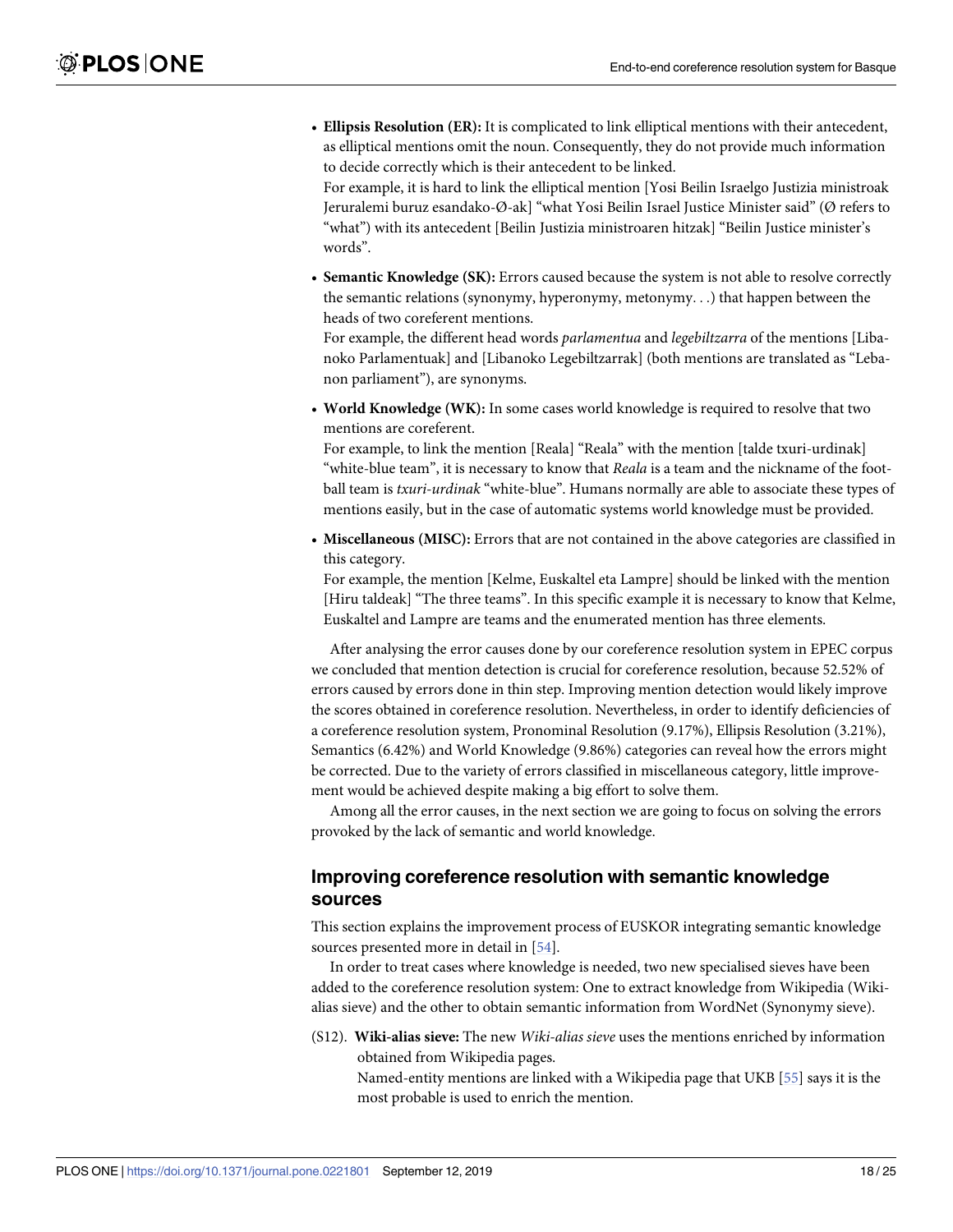- **Ellipsis Resolution (ER):** It is complicated to link elliptical mentions with their antecedent, as elliptical mentions omit the noun. Consequently, they do not provide much information to decide correctly which is their antecedent to be linked.
  For example, it is hard to link the elliptical mention [Yosi Beilin Israelgo Justizia ministroak Jeruralemi buruz esandako-Ø-ak] "what Yosi Beilin Israel Justice Minister said" (Ø refers to "what") with its antecedent [Beilin Justizia ministroaren hitzak] "Beilin Justice minister's words".
- **Semantic Knowledge (SK):** Errors caused because the system is not able to resolve correctly the semantic relations (synonymy, hyperonymy, metonymy. . .) that happen between the heads of two coreferent mentions.
  For example, the different head words *parlamentua* and *legebiltzarra* of the mentions [Libanoko Parlamentuak] and [Libanoko Legebiltzarrak] (both mentions are translated as "Lebanon parliament"), are synonyms.
- **World Knowledge (WK):** In some cases world knowledge is required to resolve that two mentions are coreferent.
  For example, to link the mention [Reala] "Reala" with the mention [talde txuri-urdinak] "white-blue team", it is necessary to know that *Reala* is a team and the nickname of the football team is *txuri-urdinak* "white-blue". Humans normally are able to associate these types of mentions easily, but in the case of automatic systems world knowledge must be provided.
- **Miscellaneous (MISC):** Errors that are not contained in the above categories are classified in this category.
  For example, the mention [Kelme, Euskaltel eta Lampre] should be linked with the mention [Hiru taldeak] "The three teams". In this specific example it is necessary to know that Kelme, Euskaltel and Lampre are teams and the enumerated mention has three elements.

After analysing the error causes done by our coreference resolution system in EPEC corpus we concluded that mention detection is crucial for coreference resolution, because 52.52% of errors caused by errors done in thin step. Improving mention detection would likely improve the scores obtained in coreference resolution. Nevertheless, in order to identify deficiencies of a coreference resolution system, Pronominal Resolution (9.17%), Ellipsis Resolution (3.21%), Semantics (6.42%) and World Knowledge (9.86%) categories can reveal how the errors might be corrected. Due to the variety of errors classified in miscellaneous category, little improvement would be achieved despite making a big effort to solve them.

Among all the error causes, in the next section we are going to focus on solving the errors provoked by the lack of semantic and world knowledge.

## Improving coreference resolution with semantic knowledge sources

This section explains the improvement process of EUSKOR integrating semantic knowledge sources presented more in detail in [54].

In order to treat cases where knowledge is needed, two new specialised sieves have been added to the coreference resolution system: One to extract knowledge from Wikipedia (Wiki-alias sieve) and the other to obtain semantic information from WordNet (Synonymy sieve).

(S12). **Wiki-alias sieve:** The new *Wiki-alias sieve* uses the mentions enriched by information obtained from Wikipedia pages.
Named-entity mentions are linked with a Wikipedia page that UKB [55] says it is the most probable is used to enrich the mention.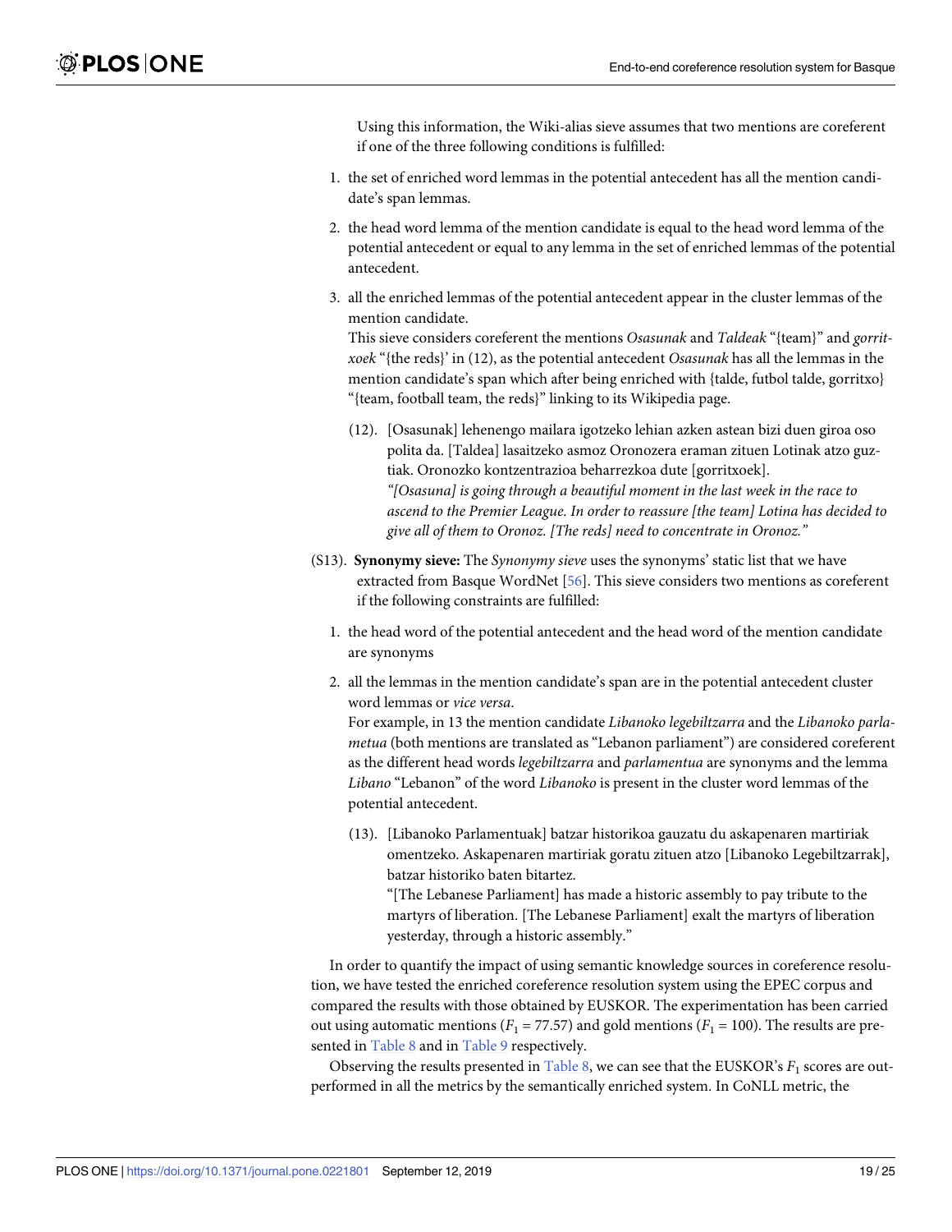Using this information, the Wiki-alias sieve assumes that two mentions are coreferent if one of the three following conditions is fulfilled:

1. the set of enriched word lemmas in the potential antecedent has all the mention candidate's span lemmas.
2. the head word lemma of the mention candidate is equal to the head word lemma of the potential antecedent or equal to any lemma in the set of enriched lemmas of the potential antecedent.
3. all the enriched lemmas of the potential antecedent appear in the cluster lemmas of the mention candidate.

This sieve considers coreferent the mentions *Osasunak* and *Taldeak* "{team}" and *gorritxoek* "{the reds}' in (12), as the potential antecedent *Osasunak* has all the lemmas in the mention candidate's span which after being enriched with {talde, futbol talde, gorritxo} "{team, football team, the reds}" linking to its Wikipedia page.

(12). [Osasunak] lehenengo mailara igotzeko lehian azken astean bizi duen giroa oso polita da. [Taldea] lasaitzeko asmoz Oronozera eraman zituen Lotinak atzo guztiak. Oronozko kontzentrazioa beharrezkoa dute [gorritxoek].
*"[Osasuna] is going through a beautiful moment in the last week in the race to ascend to the Premier League. In order to reassure [the team] Lotina has decided to give all of them to Oronoz. [The reds] need to concentrate in Oronoz."*

(S13). **Synonymy sieve:** The *Synonymy sieve* uses the synonyms' static list that we have extracted from Basque WordNet [56]. This sieve considers two mentions as coreferent if the following constraints are fulfilled:

1. the head word of the potential antecedent and the head word of the mention candidate are synonyms
2. all the lemmas in the mention candidate's span are in the potential antecedent cluster word lemmas or *vice versa*.

For example, in 13 the mention candidate *Libanoko legebiltzarra* and the *Libanoko parlametua* (both mentions are translated as "Lebanon parliament") are considered coreferent as the different head words *legebiltzarra* and *parlamentua* are synonyms and the lemma *Libano* "Lebanon" of the word *Libanoko* is present in the cluster word lemmas of the potential antecedent.

(13). [Libanoko Parlamentuak] batzar historikoa gauzatu du askapenaren martiriak omentzeko. Askapenaren martiriak goratu zituen atzo [Libanoko Legebiltzarrak], batzar historiko baten bitartez.
"[The Lebanese Parliament] has made a historic assembly to pay tribute to the martyrs of liberation. [The Lebanese Parliament] exalt the martyrs of liberation yesterday, through a historic assembly."

In order to quantify the impact of using semantic knowledge sources in coreference resolution, we have tested the enriched coreference resolution system using the EPEC corpus and compared the results with those obtained by EUSKOR. The experimentation has been carried out using automatic mentions ($F_1$ = 77.57) and gold mentions ($F_1$ = 100). The results are presented in Table 8 and in Table 9 respectively.

Observing the results presented in Table 8, we can see that the EUSKOR's $F_1$ scores are outperformed in all the metrics by the semantically enriched system. In CoNLL metric, the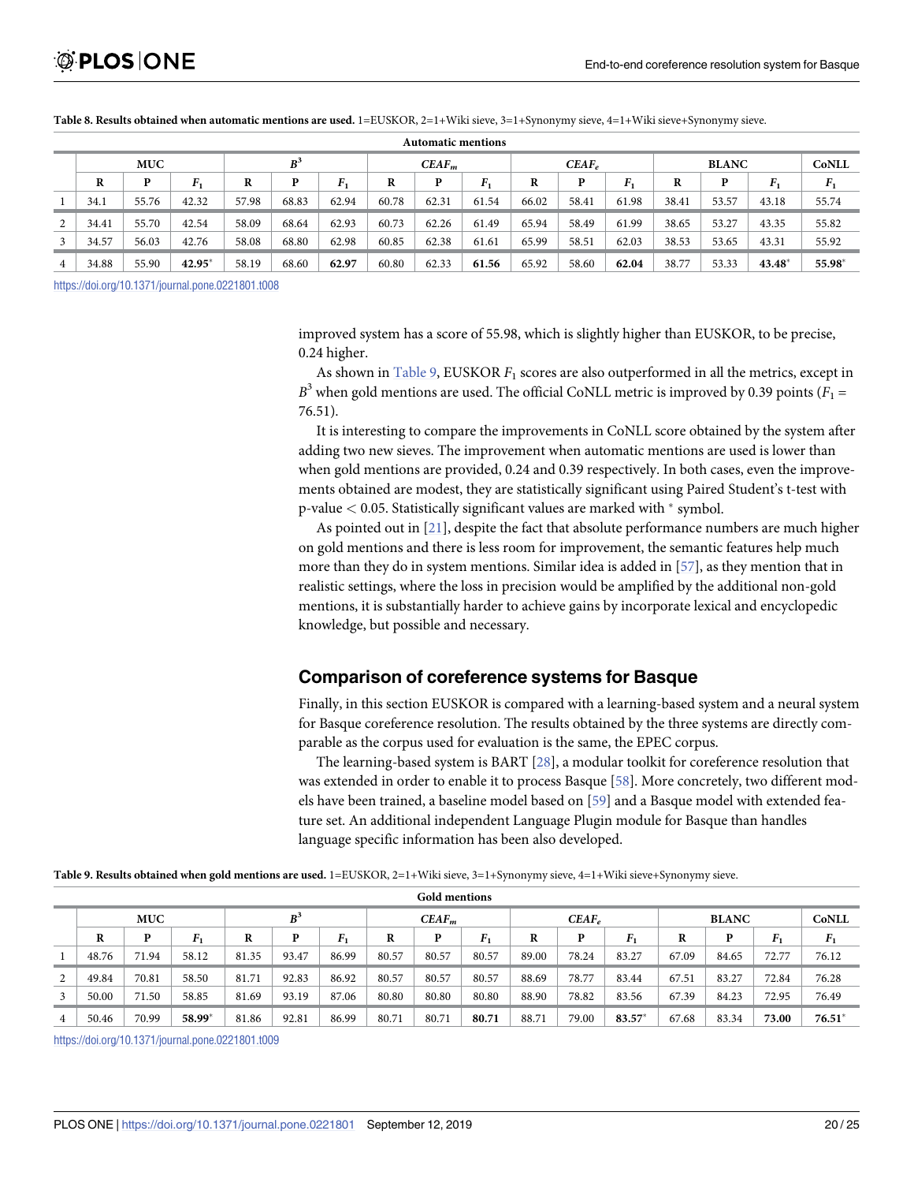**Table 8. Results obtained when automatic mentions are used.** 1=EUSKOR, 2=1+Wiki sieve, 3=1+Synonymy sieve, 4=1+Wiki sieve+Synonymy sieve.

| Automatic mentions | | | | | | | | | | | | | | | | |
|---|---|---|---|---|---|---|---|---|---|---|---|---|---|---|---|---|
| | MUC | | | $B^3$ | | | $CEAF_m$ | | | $CEAF_e$ | | | BLANC | | | CoNLL |
| | R | P | $F_1$ | R | P | $F_1$ | R | P | $F_1$ | R | P | $F_1$ | R | P | $F_1$ | $F_1$ |
| 1 | 34.1 | 55.76 | 42.32 | 57.98 | 68.83 | 62.94 | 60.78 | 62.31 | 61.54 | 66.02 | 58.41 | 61.98 | 38.41 | 53.57 | 43.18 | 55.74 |
| 2 | 34.41 | 55.70 | 42.54 | 58.09 | 68.64 | 62.93 | 60.73 | 62.26 | 61.49 | 65.94 | 58.49 | 61.99 | 38.65 | 53.27 | 43.35 | 55.82 |
| 3 | 34.57 | 56.03 | 42.76 | 58.08 | 68.80 | 62.98 | 60.85 | 62.38 | 61.61 | 65.99 | 58.51 | 62.03 | 38.53 | 53.65 | 43.31 | 55.92 |
| 4 | 34.88 | 55.90 | **42.95*** | 58.19 | 68.60 | **62.97** | 60.80 | 62.33 | **61.56** | 65.92 | 58.60 | **62.04** | 38.77 | 53.33 | **43.48*** | **55.98*** |

https://doi.org/10.1371/journal.pone.0221801.t008

improved system has a score of 55.98, which is slightly higher than EUSKOR, to be precise, 0.24 higher.

As shown in Table 9, EUSKOR $F_1$ scores are also outperformed in all the metrics, except in $B^3$ when gold mentions are used. The official CoNLL metric is improved by 0.39 points ($F_1$ = 76.51).

It is interesting to compare the improvements in CoNLL score obtained by the system after adding two new sieves. The improvement when automatic mentions are used is lower than when gold mentions are provided, 0.24 and 0.39 respectively. In both cases, even the improvements obtained are modest, they are statistically significant using Paired Student's t-test with p-value $< 0.05$. Statistically significant values are marked with * symbol.

As pointed out in [21], despite the fact that absolute performance numbers are much higher on gold mentions and there is less room for improvement, the semantic features help much more than they do in system mentions. Similar idea is added in [57], as they mention that in realistic settings, where the loss in precision would be amplified by the additional non-gold mentions, it is substantially harder to achieve gains by incorporate lexical and encyclopedic knowledge, but possible and necessary.

## Comparison of coreference systems for Basque

Finally, in this section EUSKOR is compared with a learning-based system and a neural system for Basque coreference resolution. The results obtained by the three systems are directly comparable as the corpus used for evaluation is the same, the EPEC corpus.

The learning-based system is BART [28], a modular toolkit for coreference resolution that was extended in order to enable it to process Basque [58]. More concretely, two different models have been trained, a baseline model based on [59] and a Basque model with extended feature set. An additional independent Language Plugin module for Basque than handles language specific information has been also developed.

**Table 9. Results obtained when gold mentions are used.** 1=EUSKOR, 2=1+Wiki sieve, 3=1+Synonymy sieve, 4=1+Wiki sieve+Synonymy sieve.

| Gold mentions | | | | | | | | | | | | | | | | |
|---|---|---|---|---|---|---|---|---|---|---|---|---|---|---|---|---|
| | MUC | | | $B^3$ | | | $CEAF_m$ | | | $CEAF_e$ | | | BLANC | | | CoNLL |
| | R | P | $F_1$ | R | P | $F_1$ | R | P | $F_1$ | R | P | $F_1$ | R | P | $F_1$ | $F_1$ |
| 1 | 48.76 | 71.94 | 58.12 | 81.35 | 93.47 | 86.99 | 80.57 | 80.57 | 80.57 | 89.00 | 78.24 | 83.27 | 67.09 | 84.65 | 72.77 | 76.12 |
| 2 | 49.84 | 70.81 | 58.50 | 81.71 | 92.83 | 86.92 | 80.57 | 80.57 | 80.57 | 88.69 | 78.77 | 83.44 | 67.51 | 83.27 | 72.84 | 76.28 |
| 3 | 50.00 | 71.50 | 58.85 | 81.69 | 93.19 | 87.06 | 80.80 | 80.80 | 80.80 | 88.90 | 78.82 | 83.56 | 67.39 | 84.23 | 72.95 | 76.49 |
| 4 | 50.46 | 70.99 | **58.99*** | 81.86 | 92.81 | 86.99 | 80.71 | 80.71 | **80.71** | 88.71 | 79.00 | **83.57*** | 67.68 | 83.34 | **73.00** | **76.51*** |

https://doi.org/10.1371/journal.pone.0221801.t009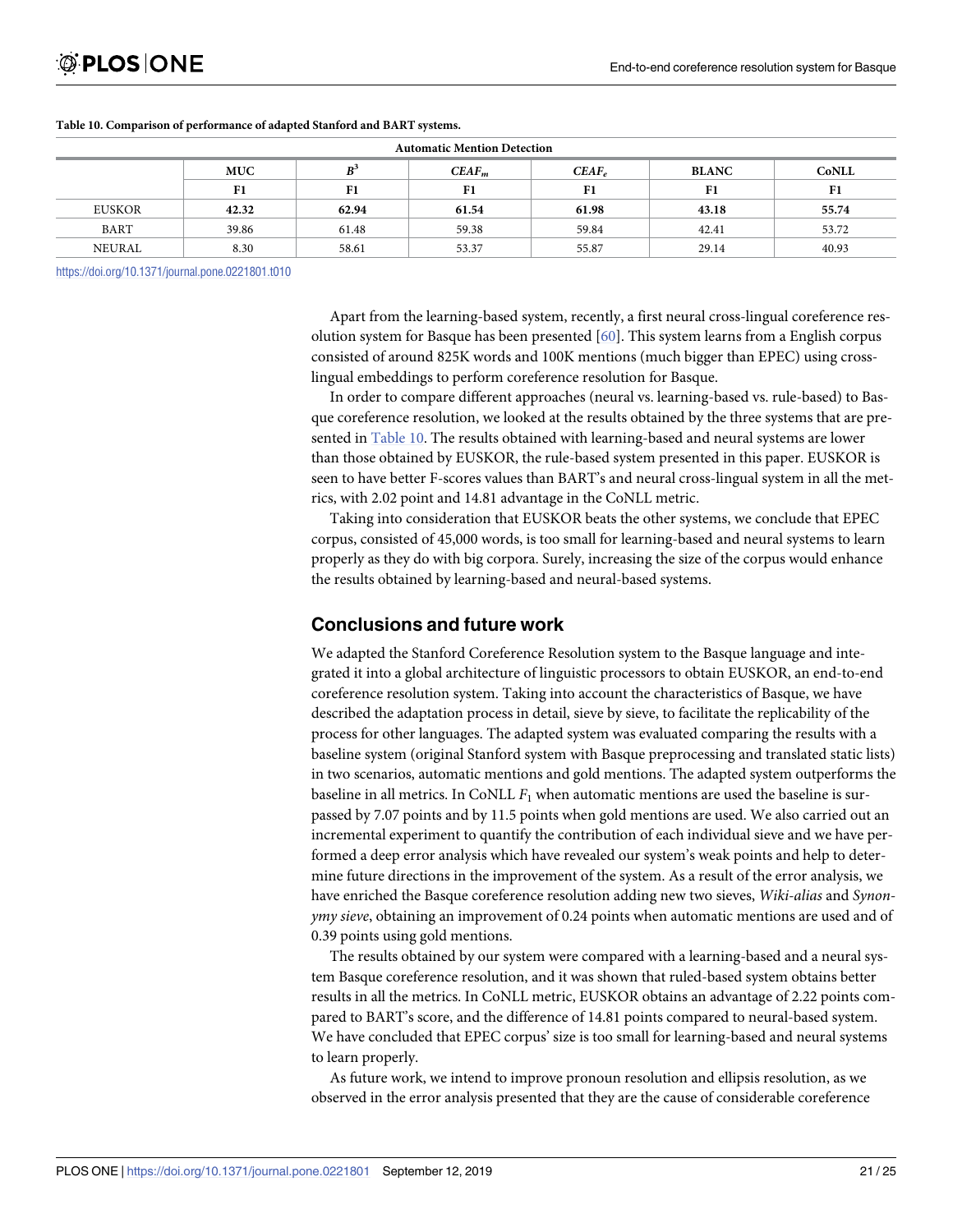**Table 10. Comparison of performance of adapted Stanford and BART systems.**

| Automatic Mention Detection | | | | | | |
|---|---|---|---|---|---|---|
| | **MUC** | $B^3$ | $CEAF_m$ | $CEAF_e$ | **BLANC** | **CoNLL** |
| | **F1** | **F1** | **F1** | **F1** | **F1** | **F1** |
| EUSKOR | **42.32** | **62.94** | **61.54** | **61.98** | **43.18** | **55.74** |
| BART | 39.86 | 61.48 | 59.38 | 59.84 | 42.41 | 53.72 |
| NEURAL | 8.30 | 58.61 | 53.37 | 55.87 | 29.14 | 40.93 |

https://doi.org/10.1371/journal.pone.0221801.t010

Apart from the learning-based system, recently, a first neural cross-lingual coreference resolution system for Basque has been presented [60]. This system learns from a English corpus consisted of around 825K words and 100K mentions (much bigger than EPEC) using cross-lingual embeddings to perform coreference resolution for Basque.

In order to compare different approaches (neural vs. learning-based vs. rule-based) to Basque coreference resolution, we looked at the results obtained by the three systems that are presented in Table 10. The results obtained with learning-based and neural systems are lower than those obtained by EUSKOR, the rule-based system presented in this paper. EUSKOR is seen to have better F-scores values than BART's and neural cross-lingual system in all the metrics, with 2.02 point and 14.81 advantage in the CoNLL metric.

Taking into consideration that EUSKOR beats the other systems, we conclude that EPEC corpus, consisted of 45,000 words, is too small for learning-based and neural systems to learn properly as they do with big corpora. Surely, increasing the size of the corpus would enhance the results obtained by learning-based and neural-based systems.

## Conclusions and future work

We adapted the Stanford Coreference Resolution system to the Basque language and integrated it into a global architecture of linguistic processors to obtain EUSKOR, an end-to-end coreference resolution system. Taking into account the characteristics of Basque, we have described the adaptation process in detail, sieve by sieve, to facilitate the replicability of the process for other languages. The adapted system was evaluated comparing the results with a baseline system (original Stanford system with Basque preprocessing and translated static lists) in two scenarios, automatic mentions and gold mentions. The adapted system outperforms the baseline in all metrics. In CoNLL $F_1$ when automatic mentions are used the baseline is surpassed by 7.07 points and by 11.5 points when gold mentions are used. We also carried out an incremental experiment to quantify the contribution of each individual sieve and we have performed a deep error analysis which have revealed our system's weak points and help to determine future directions in the improvement of the system. As a result of the error analysis, we have enriched the Basque coreference resolution adding new two sieves, *Wiki-alias* and *Synonymy sieve*, obtaining an improvement of 0.24 points when automatic mentions are used and of 0.39 points using gold mentions.

The results obtained by our system were compared with a learning-based and a neural system Basque coreference resolution, and it was shown that ruled-based system obtains better results in all the metrics. In CoNLL metric, EUSKOR obtains an advantage of 2.22 points compared to BART's score, and the difference of 14.81 points compared to neural-based system. We have concluded that EPEC corpus' size is too small for learning-based and neural systems to learn properly.

As future work, we intend to improve pronoun resolution and ellipsis resolution, as we observed in the error analysis presented that they are the cause of considerable coreference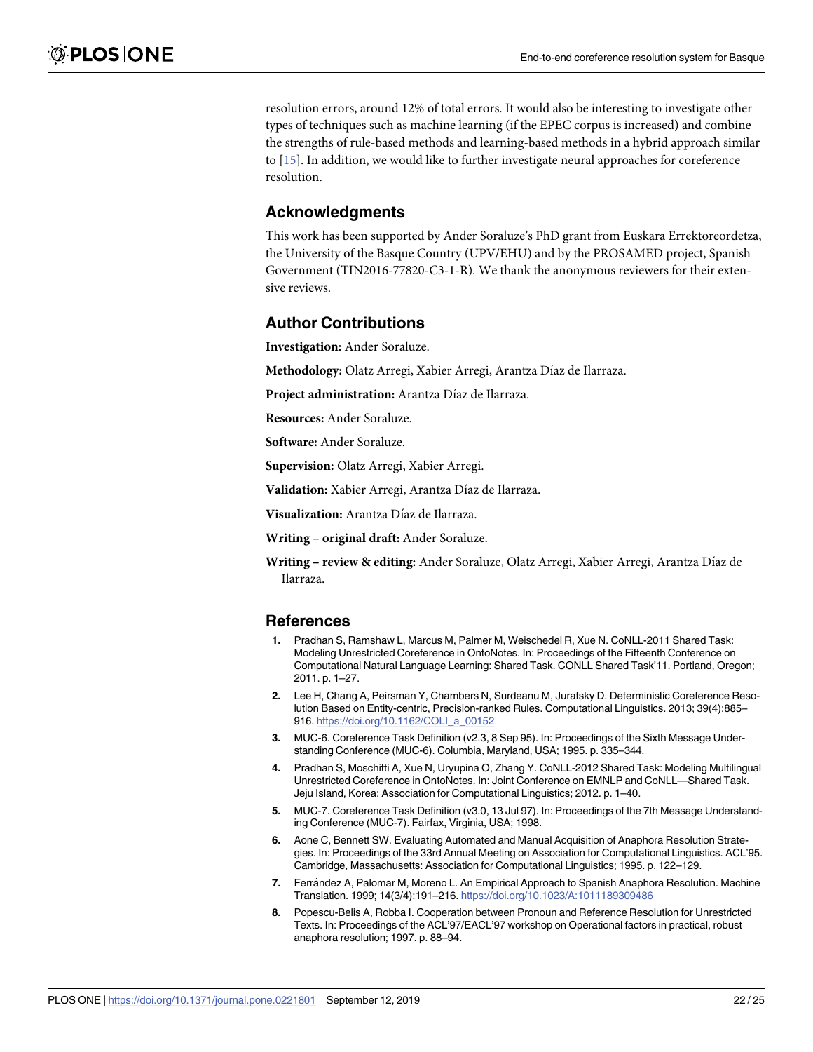resolution errors, around 12% of total errors. It would also be interesting to investigate other types of techniques such as machine learning (if the EPEC corpus is increased) and combine the strengths of rule-based methods and learning-based methods in a hybrid approach similar to [15]. In addition, we would like to further investigate neural approaches for coreference resolution.

## Acknowledgments

This work has been supported by Ander Soraluze's PhD grant from Euskara Errektoreordetza, the University of the Basque Country (UPV/EHU) and by the PROSAMED project, Spanish Government (TIN2016-77820-C3-1-R). We thank the anonymous reviewers for their extensive reviews.

## Author Contributions

**Investigation:** Ander Soraluze.

**Methodology:** Olatz Arregi, Xabier Arregi, Arantza Díaz de Ilarraza.

**Project administration:** Arantza Díaz de Ilarraza.

**Resources:** Ander Soraluze.

**Software:** Ander Soraluze.

**Supervision:** Olatz Arregi, Xabier Arregi.

**Validation:** Xabier Arregi, Arantza Díaz de Ilarraza.

**Visualization:** Arantza Díaz de Ilarraza.

**Writing – original draft:** Ander Soraluze.

**Writing – review & editing:** Ander Soraluze, Olatz Arregi, Xabier Arregi, Arantza Díaz de Ilarraza.

## References

1. Pradhan S, Ramshaw L, Marcus M, Palmer M, Weischedel R, Xue N. CoNLL-2011 Shared Task: Modeling Unrestricted Coreference in OntoNotes. In: Proceedings of the Fifteenth Conference on Computational Natural Language Learning: Shared Task. CONLL Shared Task'11. Portland, Oregon; 2011. p. 1–27.
2. Lee H, Chang A, Peirsman Y, Chambers N, Surdeanu M, Jurafsky D. Deterministic Coreference Resolution Based on Entity-centric, Precision-ranked Rules. Computational Linguistics. 2013; 39(4):885–916. https://doi.org/10.1162/COLI_a_00152
3. MUC-6. Coreference Task Definition (v2.3, 8 Sep 95). In: Proceedings of the Sixth Message Understanding Conference (MUC-6). Columbia, Maryland, USA; 1995. p. 335–344.
4. Pradhan S, Moschitti A, Xue N, Uryupina O, Zhang Y. CoNLL-2012 Shared Task: Modeling Multilingual Unrestricted Coreference in OntoNotes. In: Joint Conference on EMNLP and CoNLL—Shared Task. Jeju Island, Korea: Association for Computational Linguistics; 2012. p. 1–40.
5. MUC-7. Coreference Task Definition (v3.0, 13 Jul 97). In: Proceedings of the 7th Message Understanding Conference (MUC-7). Fairfax, Virginia, USA; 1998.
6. Aone C, Bennett SW. Evaluating Automated and Manual Acquisition of Anaphora Resolution Strategies. In: Proceedings of the 33rd Annual Meeting on Association for Computational Linguistics. ACL'95. Cambridge, Massachusetts: Association for Computational Linguistics; 1995. p. 122–129.
7. Ferrández A, Palomar M, Moreno L. An Empirical Approach to Spanish Anaphora Resolution. Machine Translation. 1999; 14(3/4):191–216. https://doi.org/10.1023/A:1011189309486
8. Popescu-Belis A, Robba I. Cooperation between Pronoun and Reference Resolution for Unrestricted Texts. In: Proceedings of the ACL'97/EACL'97 workshop on Operational factors in practical, robust anaphora resolution; 1997. p. 88–94.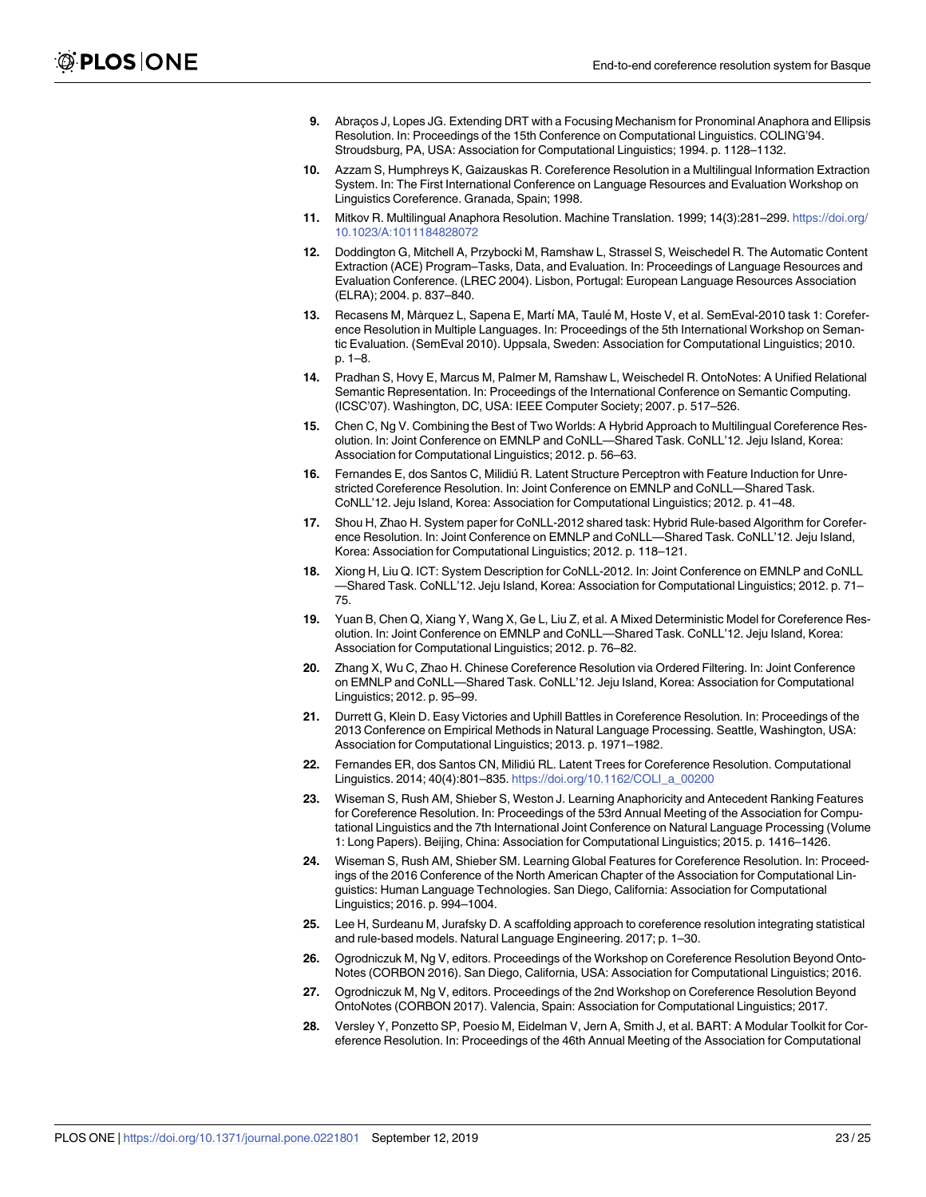9. Abraços J, Lopes JG. Extending DRT with a Focusing Mechanism for Pronominal Anaphora and Ellipsis Resolution. In: Proceedings of the 15th Conference on Computational Linguistics. COLING'94. Stroudsburg, PA, USA: Association for Computational Linguistics; 1994. p. 1128–1132.
10. Azzam S, Humphreys K, Gaizauskas R. Coreference Resolution in a Multilingual Information Extraction System. In: The First International Conference on Language Resources and Evaluation Workshop on Linguistics Coreference. Granada, Spain; 1998.
11. Mitkov R. Multilingual Anaphora Resolution. Machine Translation. 1999; 14(3):281–299. https://doi.org/10.1023/A:1011184828072
12. Doddington G, Mitchell A, Przybocki M, Ramshaw L, Strassel S, Weischedel R. The Automatic Content Extraction (ACE) Program–Tasks, Data, and Evaluation. In: Proceedings of Language Resources and Evaluation Conference. (LREC 2004). Lisbon, Portugal: European Language Resources Association (ELRA); 2004. p. 837–840.
13. Recasens M, Màrquez L, Sapena E, Martí MA, Taulé M, Hoste V, et al. SemEval-2010 task 1: Coreference Resolution in Multiple Languages. In: Proceedings of the 5th International Workshop on Semantic Evaluation. (SemEval 2010). Uppsala, Sweden: Association for Computational Linguistics; 2010. p. 1–8.
14. Pradhan S, Hovy E, Marcus M, Palmer M, Ramshaw L, Weischedel R. OntoNotes: A Unified Relational Semantic Representation. In: Proceedings of the International Conference on Semantic Computing. (ICSC'07). Washington, DC, USA: IEEE Computer Society; 2007. p. 517–526.
15. Chen C, Ng V. Combining the Best of Two Worlds: A Hybrid Approach to Multilingual Coreference Resolution. In: Joint Conference on EMNLP and CoNLL—Shared Task. CoNLL'12. Jeju Island, Korea: Association for Computational Linguistics; 2012. p. 56–63.
16. Fernandes E, dos Santos C, Milidiú R. Latent Structure Perceptron with Feature Induction for Unrestricted Coreference Resolution. In: Joint Conference on EMNLP and CoNLL—Shared Task. CoNLL'12. Jeju Island, Korea: Association for Computational Linguistics; 2012. p. 41–48.
17. Shou H, Zhao H. System paper for CoNLL-2012 shared task: Hybrid Rule-based Algorithm for Coreference Resolution. In: Joint Conference on EMNLP and CoNLL—Shared Task. CoNLL'12. Jeju Island, Korea: Association for Computational Linguistics; 2012. p. 118–121.
18. Xiong H, Liu Q. ICT: System Description for CoNLL-2012. In: Joint Conference on EMNLP and CoNLL—Shared Task. CoNLL'12. Jeju Island, Korea: Association for Computational Linguistics; 2012. p. 71–75.
19. Yuan B, Chen Q, Xiang Y, Wang X, Ge L, Liu Z, et al. A Mixed Deterministic Model for Coreference Resolution. In: Joint Conference on EMNLP and CoNLL—Shared Task. CoNLL'12. Jeju Island, Korea: Association for Computational Linguistics; 2012. p. 76–82.
20. Zhang X, Wu C, Zhao H. Chinese Coreference Resolution via Ordered Filtering. In: Joint Conference on EMNLP and CoNLL—Shared Task. CoNLL'12. Jeju Island, Korea: Association for Computational Linguistics; 2012. p. 95–99.
21. Durrett G, Klein D. Easy Victories and Uphill Battles in Coreference Resolution. In: Proceedings of the 2013 Conference on Empirical Methods in Natural Language Processing. Seattle, Washington, USA: Association for Computational Linguistics; 2013. p. 1971–1982.
22. Fernandes ER, dos Santos CN, Milidiú RL. Latent Trees for Coreference Resolution. Computational Linguistics. 2014; 40(4):801–835. https://doi.org/10.1162/COLI_a_00200
23. Wiseman S, Rush AM, Shieber S, Weston J. Learning Anaphoricity and Antecedent Ranking Features for Coreference Resolution. In: Proceedings of the 53rd Annual Meeting of the Association for Computational Linguistics and the 7th International Joint Conference on Natural Language Processing (Volume 1: Long Papers). Beijing, China: Association for Computational Linguistics; 2015. p. 1416–1426.
24. Wiseman S, Rush AM, Shieber SM. Learning Global Features for Coreference Resolution. In: Proceedings of the 2016 Conference of the North American Chapter of the Association for Computational Linguistics: Human Language Technologies. San Diego, California: Association for Computational Linguistics; 2016. p. 994–1004.
25. Lee H, Surdeanu M, Jurafsky D. A scaffolding approach to coreference resolution integrating statistical and rule-based models. Natural Language Engineering. 2017; p. 1–30.
26. Ogrodniczuk M, Ng V, editors. Proceedings of the Workshop on Coreference Resolution Beyond OntoNotes (CORBON 2016). San Diego, California, USA: Association for Computational Linguistics; 2016.
27. Ogrodniczuk M, Ng V, editors. Proceedings of the 2nd Workshop on Coreference Resolution Beyond OntoNotes (CORBON 2017). Valencia, Spain: Association for Computational Linguistics; 2017.
28. Versley Y, Ponzetto SP, Poesio M, Eidelman V, Jern A, Smith J, et al. BART: A Modular Toolkit for Coreference Resolution. In: Proceedings of the 46th Annual Meeting of the Association for Computational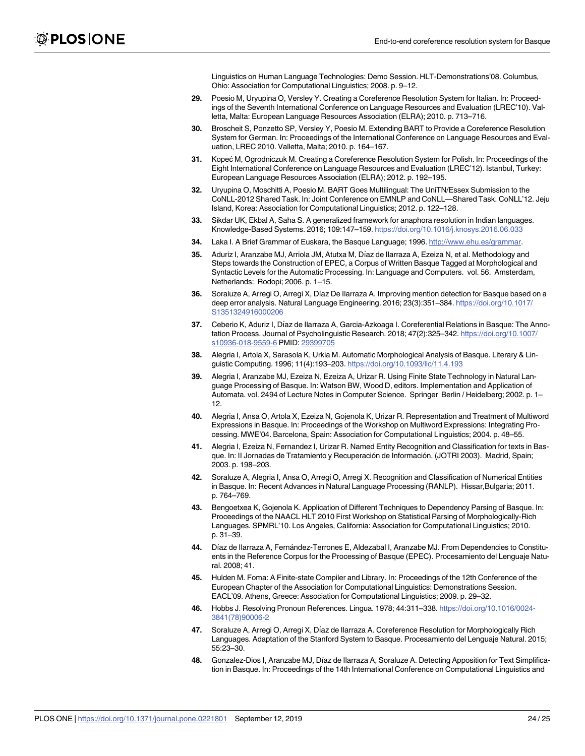Linguistics on Human Language Technologies: Demo Session. HLT-Demonstrations'08. Columbus, Ohio: Association for Computational Linguistics; 2008. p. 9–12.

29. Poesio M, Uryupina O, Versley Y. Creating a Coreference Resolution System for Italian. In: Proceedings of the Seventh International Conference on Language Resources and Evaluation (LREC'10). Valletta, Malta: European Language Resources Association (ELRA); 2010. p. 713–716.

30. Broscheit S, Ponzetto SP, Versley Y, Poesio M. Extending BART to Provide a Coreference Resolution System for German. In: Proceedings of the International Conference on Language Resources and Evaluation, LREC 2010. Valletta, Malta; 2010. p. 164–167.

31. Kopeć M, Ogrodniczuk M. Creating a Coreference Resolution System for Polish. In: Proceedings of the Eight International Conference on Language Resources and Evaluation (LREC'12). Istanbul, Turkey: European Language Resources Association (ELRA); 2012. p. 192–195.

32. Uryupina O, Moschitti A, Poesio M. BART Goes Multilingual: The UniTN/Essex Submission to the CoNLL-2012 Shared Task. In: Joint Conference on EMNLP and CoNLL—Shared Task. CoNLL'12. Jeju Island, Korea: Association for Computational Linguistics; 2012. p. 122–128.

33. Sikdar UK, Ekbal A, Saha S. A generalized framework for anaphora resolution in Indian languages. Knowledge-Based Systems. 2016; 109:147–159. https://doi.org/10.1016/j.knosys.2016.06.033

34. Laka I. A Brief Grammar of Euskara, the Basque Language; 1996. http://www.ehu.es/grammar.

35. Aduriz I, Aranzabe MJ, Arriola JM, Atutxa M, Díaz de Ilarraza A, Ezeiza N, et al. Methodology and Steps towards the Construction of EPEC, a Corpus of Written Basque Tagged at Morphological and Syntactic Levels for the Automatic Processing. In: Language and Computers. vol. 56. Amsterdam, Netherlands: Rodopi; 2006. p. 1–15.

36. Soraluze A, Arregi O, Arregi X, Díaz De Ilarraza A. Improving mention detection for Basque based on a deep error analysis. Natural Language Engineering. 2016; 23(3):351–384. https://doi.org/10.1017/S1351324916000206

37. Ceberio K, Aduriz I, Díaz de Ilarraza A, Garcia-Azkoaga I. Coreferential Relations in Basque: The Annotation Process. Journal of Psycholinguistic Research. 2018; 47(2):325–342. https://doi.org/10.1007/s10936-018-9559-6 PMID: 29399705

38. Alegria I, Artola X, Sarasola K, Urkia M. Automatic Morphological Analysis of Basque. Literary & Linguistic Computing. 1996; 11(4):193–203. https://doi.org/10.1093/llc/11.4.193

39. Alegria I, Aranzabe MJ, Ezeiza N, Ezeiza A, Urizar R. Using Finite State Technology in Natural Language Processing of Basque. In: Watson BW, Wood D, editors. Implementation and Application of Automata. vol. 2494 of Lecture Notes in Computer Science. Springer Berlin / Heidelberg; 2002. p. 1–12.

40. Alegria I, Ansa O, Artola X, Ezeiza N, Gojenola K, Urizar R. Representation and Treatment of Multiword Expressions in Basque. In: Proceedings of the Workshop on Multiword Expressions: Integrating Processing. MWE'04. Barcelona, Spain: Association for Computational Linguistics; 2004. p. 48–55.

41. Alegria I, Ezeiza N, Fernandez I, Urizar R. Named Entity Recognition and Classification for texts in Basque. In: II Jornadas de Tratamiento y Recuperación de Información. (JOTRI 2003). Madrid, Spain; 2003. p. 198–203.

42. Soraluze A, Alegria I, Ansa O, Arregi O, Arregi X. Recognition and Classification of Numerical Entities in Basque. In: Recent Advances in Natural Language Processing (RANLP). Hissar,Bulgaria; 2011. p. 764–769.

43. Bengoetxea K, Gojenola K. Application of Different Techniques to Dependency Parsing of Basque. In: Proceedings of the NAACL HLT 2010 First Workshop on Statistical Parsing of Morphologically-Rich Languages. SPMRL'10. Los Angeles, California: Association for Computational Linguistics; 2010. p. 31–39.

44. Díaz de Ilarraza A, Fernández-Terrones E, Aldezabal I, Aranzabe MJ. From Dependencies to Constituents in the Reference Corpus for the Processing of Basque (EPEC). Procesamiento del Lenguaje Natural. 2008; 41.

45. Hulden M. Foma: A Finite-state Compiler and Library. In: Proceedings of the 12th Conference of the European Chapter of the Association for Computational Linguistics: Demonstrations Session. EACL'09. Athens, Greece: Association for Computational Linguistics; 2009. p. 29–32.

46. Hobbs J. Resolving Pronoun References. Lingua. 1978; 44:311–338. https://doi.org/10.1016/0024-3841(78)90006-2

47. Soraluze A, Arregi O, Arregi X, Díaz de Ilarraza A. Coreference Resolution for Morphologically Rich Languages. Adaptation of the Stanford System to Basque. Procesamiento del Lenguaje Natural. 2015; 55:23–30.

48. Gonzalez-Dios I, Aranzabe MJ, Díaz de Ilarraza A, Soraluze A. Detecting Apposition for Text Simplification in Basque. In: Proceedings of the 14th International Conference on Computational Linguistics and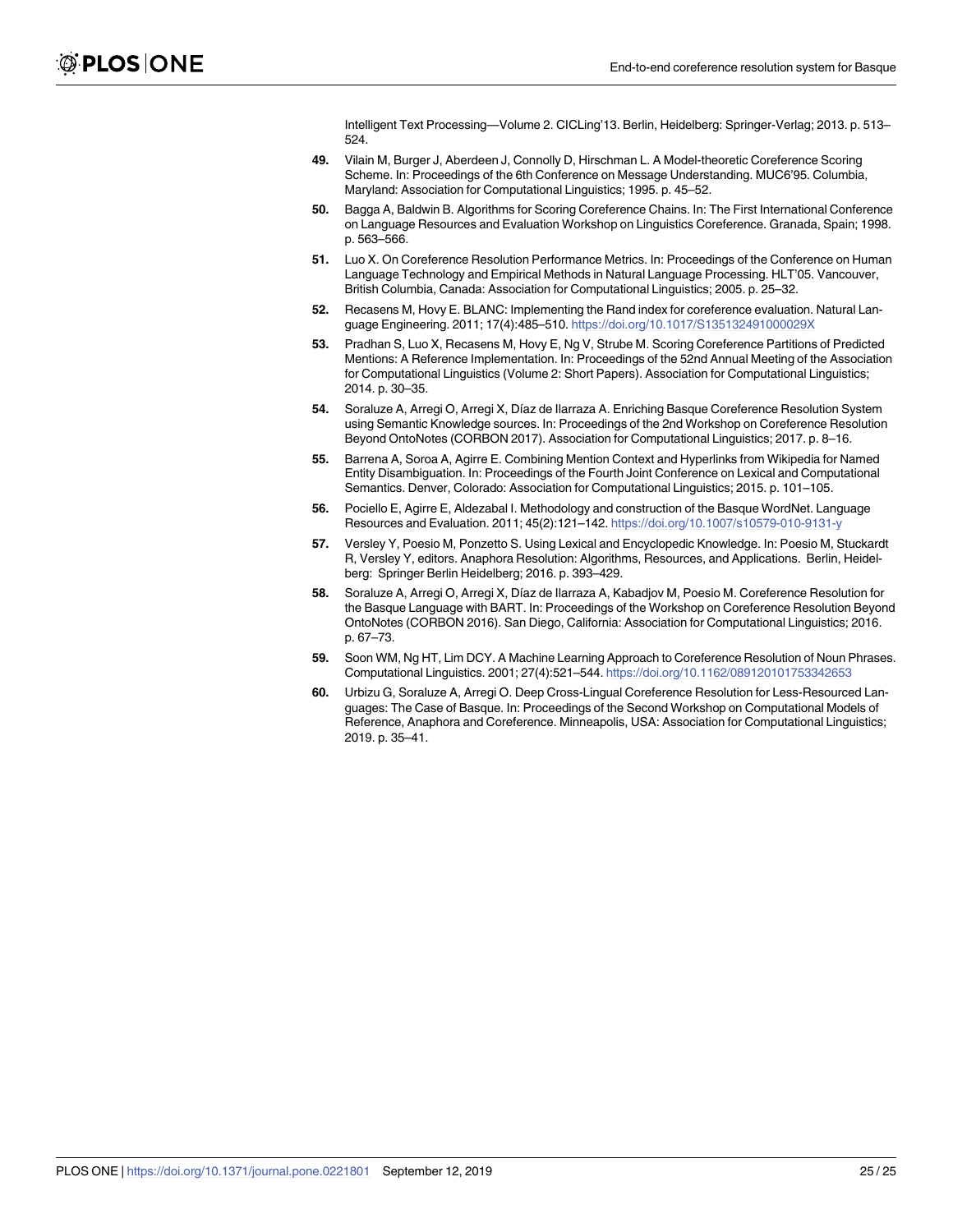Intelligent Text Processing—Volume 2. CICLing'13. Berlin, Heidelberg: Springer-Verlag; 2013. p. 513–524.

49. Vilain M, Burger J, Aberdeen J, Connolly D, Hirschman L. A Model-theoretic Coreference Scoring Scheme. In: Proceedings of the 6th Conference on Message Understanding. MUC6'95. Columbia, Maryland: Association for Computational Linguistics; 1995. p. 45–52.

50. Bagga A, Baldwin B. Algorithms for Scoring Coreference Chains. In: The First International Conference on Language Resources and Evaluation Workshop on Linguistics Coreference. Granada, Spain; 1998. p. 563–566.

51. Luo X. On Coreference Resolution Performance Metrics. In: Proceedings of the Conference on Human Language Technology and Empirical Methods in Natural Language Processing. HLT'05. Vancouver, British Columbia, Canada: Association for Computational Linguistics; 2005. p. 25–32.

52. Recasens M, Hovy E. BLANC: Implementing the Rand index for coreference evaluation. Natural Language Engineering. 2011; 17(4):485–510. https://doi.org/10.1017/S135132491000029X

53. Pradhan S, Luo X, Recasens M, Hovy E, Ng V, Strube M. Scoring Coreference Partitions of Predicted Mentions: A Reference Implementation. In: Proceedings of the 52nd Annual Meeting of the Association for Computational Linguistics (Volume 2: Short Papers). Association for Computational Linguistics; 2014. p. 30–35.

54. Soraluze A, Arregi O, Arregi X, Díaz de Ilarraza A. Enriching Basque Coreference Resolution System using Semantic Knowledge sources. In: Proceedings of the 2nd Workshop on Coreference Resolution Beyond OntoNotes (CORBON 2017). Association for Computational Linguistics; 2017. p. 8–16.

55. Barrena A, Soroa A, Agirre E. Combining Mention Context and Hyperlinks from Wikipedia for Named Entity Disambiguation. In: Proceedings of the Fourth Joint Conference on Lexical and Computational Semantics. Denver, Colorado: Association for Computational Linguistics; 2015. p. 101–105.

56. Pociello E, Agirre E, Aldezabal I. Methodology and construction of the Basque WordNet. Language Resources and Evaluation. 2011; 45(2):121–142. https://doi.org/10.1007/s10579-010-9131-y

57. Versley Y, Poesio M, Ponzetto S. Using Lexical and Encyclopedic Knowledge. In: Poesio M, Stuckardt R, Versley Y, editors. Anaphora Resolution: Algorithms, Resources, and Applications. Berlin, Heidelberg: Springer Berlin Heidelberg; 2016. p. 393–429.

58. Soraluze A, Arregi O, Arregi X, Díaz de Ilarraza A, Kabadjov M, Poesio M. Coreference Resolution for the Basque Language with BART. In: Proceedings of the Workshop on Coreference Resolution Beyond OntoNotes (CORBON 2016). San Diego, California: Association for Computational Linguistics; 2016. p. 67–73.

59. Soon WM, Ng HT, Lim DCY. A Machine Learning Approach to Coreference Resolution of Noun Phrases. Computational Linguistics. 2001; 27(4):521–544. https://doi.org/10.1162/089120101753342653

60. Urbizu G, Soraluze A, Arregi O. Deep Cross-Lingual Coreference Resolution for Less-Resourced Languages: The Case of Basque. In: Proceedings of the Second Workshop on Computational Models of Reference, Anaphora and Coreference. Minneapolis, USA: Association for Computational Linguistics; 2019. p. 35–41.